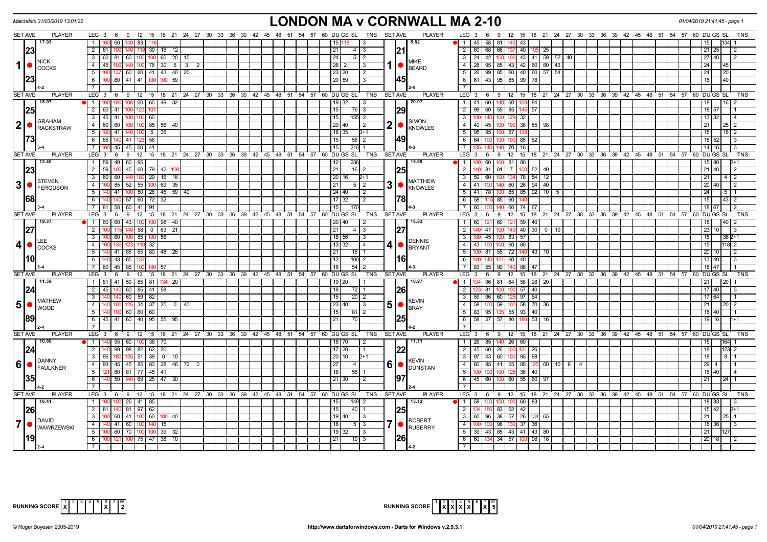Matchdate 31/03/2019 13:01:22

# LONDON MA v CORNWALL MA 2-10

01/04/2019 21:41:45 - page 1

## Set 1

| SET AVE | PLAYER | LEG | 3 | 6 | 9 | 12 | 15 | 18 | 21 | 24 | 27 | 30 | DU | GS | SL | TNS |
|---|---|---|---|---|---|---|---|---|---|---|---|---|---|---|---|---|
| 17.93 / 23.23 | NICK COCKS (4-2) | 1 | 100 | 60 | 140 | 83 | 118 | | | | | | 15 | 118 | | 3 |
| | | 2 | 81 | 100 | 140 | 118 | 30 | 16 | 12 | | | | 21 | | 4 | 3 |
| | | 3 | 60 | 81 | 60 | 100 | 100 | 60 | 20 | 15 | | | 24 | | 5 | 2 |
| | | 4 | 45 | 100 | 140 | 100 | 76 | 30 | 5 | 3 | 2 | | 26 | 2 | | 3 |
| | | 5 | 100 | 137 | 60 | 60 | 41 | 43 | 40 | 20 | | | 23 | 20 | | 2 |
| | | 6 | 100 | 60 | 41 | 41 | 100 | 100 | 59 | | | | 20 | 59 | | 3 |

| SET AVE | PLAYER | LEG | 3 | 6 | 9 | 12 | 15 | 18 | 21 | 24 | 27 | 30 | DU | GS | SL | TNS |
|---|---|---|---|---|---|---|---|---|---|---|---|---|---|---|---|---|
| 5.82 / 21.45 | MIKE BEARD (2-4) | 1 | 45 | 58 | 81 | 140 | 43 | | | | | | 15 | | 134 | 1 |
| | | 2 | 60 | 68 | 66 | 137 | 40 | 105 | 25 | | | | 21 | 25 | | 2 |
| | | 3 | 24 | 42 | 100 | 100 | 43 | 41 | 59 | 52 | 40 | | 27 | 40 | | 2 |
| | | 4 | 28 | 95 | 85 | 43 | 42 | 60 | 60 | 43 | | | 24 | | 45 | |
| | | 5 | 26 | 99 | 85 | 60 | 40 | 60 | 57 | 54 | | | 24 | | 20 | |
| | | 6 | 61 | 43 | 95 | 85 | 99 | 78 | | | | | 18 | | 40 | |

## Set 2

| SET AVE | PLAYER | LEG | 3 | 6 | 9 | 12 | 15 | 18 | 21 | 24 | 27 | 30 | DU | GS | SL | TNS |
|---|---|---|---|---|---|---|---|---|---|---|---|---|---|---|---|---|
| 18.07 / 25.73 | GRAHAM RACKSTRAW (3-4) | 1 | 100 | 100 | 100 | 60 | 60 | 49 | 32 | | | | 19 | 32 | | 3 |
| | | 2 | 60 | 41 | 100 | 123 | 101 | | | | | | 15 | | 76 | 3 |
| | | 3 | 45 | 41 | 100 | 100 | 60 | | | | | | 15 | | 155 | 2 |
| | | 4 | 60 | 60 | 100 | 100 | 85 | 56 | 40 | | | | 20 | 40 | | 2 |
| | | 5 | 180 | 41 | 140 | 100 | 5 | 35 | | | | | 18 | 35 | | 3+1 |
| | | 6 | 85 | 140 | 41 | 123 | 56 | | | | | | 15 | | 56 | 2 |
| | | 7 | 100 | 45 | 45 | 60 | 41 | | | | | | 15 | | 210 | 1 |

| SET AVE | PLAYER | LEG | 3 | 6 | 9 | 12 | 15 | 18 | 21 | 24 | 27 | 30 | DU | GS | SL | TNS |
|---|---|---|---|---|---|---|---|---|---|---|---|---|---|---|---|---|
| 20.07 / 29.49 | SIMON KNOWLES (4-3) | 1 | 41 | 60 | 140 | 60 | 100 | 84 | | | | | 18 | | 16 | 2 |
| | | 2 | 99 | 60 | 55 | 85 | 145 | 57 | | | | | 18 | 57 | | 1 |
| | | 3 | 100 | 140 | 100 | 129 | 32 | | | | | | 13 | 32 | | 4 |
| | | 4 | 40 | 45 | 100 | 100 | 38 | 55 | 98 | | | | 21 | | 25 | 2 |
| | | 5 | 95 | 95 | 100 | 57 | 138 | | | | | | 15 | | 16 | 2 |
| | | 6 | 64 | 100 | 100 | 100 | 85 | 52 | | | | | 18 | 52 | | 3 |
| | | 7 | 135 | 140 | 140 | 70 | 16 | | | | | | 14 | 16 | | 3 |

## Set 3

| SET AVE | PLAYER | LEG | 3 | 6 | 9 | 12 | 15 | 18 | 21 | 24 | 27 | 30 | DU | GS | SL | TNS |
|---|---|---|---|---|---|---|---|---|---|---|---|---|---|---|---|---|
| 12.40 / 23.68 | STEVEN FERGUSON (3-4) | 1 | 59 | 49 | 60 | 95 | | | | | | | 12 | | 238 | |
| | | 2 | 59 | 100 | 45 | 60 | 79 | 42 | 100 | | | | 21 | | 16 | 2 |
| | | 3 | 60 | 60 | 140 | 180 | 29 | 16 | 16 | | | | 20 | 16 | | 2+1 |
| | | 4 | 100 | 85 | 52 | 55 | 100 | 69 | 35 | | | | 21 | | 5 | 2 |
| | | 5 | 140 | 41 | 100 | 50 | 26 | 45 | 59 | 40 | | | 24 | 40 | | 2 |
| | | 6 | 140 | 140 | 57 | 60 | 72 | 32 | | | | | 17 | 32 | | 2 |
| | | 7 | 81 | 58 | 60 | 41 | 91 | | | | | | 15 | | 170 | |

| SET AVE | PLAYER | LEG | 3 | 6 | 9 | 12 | 15 | 18 | 21 | 24 | 27 | 30 | DU | GS | SL | TNS |
|---|---|---|---|---|---|---|---|---|---|---|---|---|---|---|---|---|
| 15.89 / 25.78 | MATTHEW KNOWLES (4-3) | 1 | 180 | 60 | 100 | 81 | 80 | | | | | | 15 | 80 | | 2+1 |
| | | 2 | 140 | 81 | 81 | 7 | 100 | 52 | 40 | | | | 21 | 40 | | 2 |
| | | 3 | 59 | 60 | 100 | 134 | 78 | 54 | 12 | | | | 21 | | 4 | 2 |
| | | 4 | 41 | 100 | 140 | 60 | 26 | 94 | 40 | | | | 20 | 40 | | 2 |
| | | 5 | 41 | 78 | 100 | 85 | 85 | 92 | 10 | 5 | | | 24 | | 5 | 1 |
| | | 6 | 58 | 115 | 85 | 60 | 140 | | | | | | 15 | | 43 | 2 |
| | | 7 | 60 | 100 | 140 | 60 | 74 | 67 | | | | | 18 | 67 | | 2 |

## Set 4

| SET AVE | PLAYER | LEG | 3 | 6 | 9 | 12 | 15 | 18 | 21 | 24 | 27 | 30 | DU | GS | SL | TNS |
|---|---|---|---|---|---|---|---|---|---|---|---|---|---|---|---|---|
| 19.37 / 27.10 | LEE COCKS (3-4) | 1 | 60 | 60 | 43 | 100 | 100 | 98 | 40 | | | | 20 | 40 | | 2 |
| | | 2 | 100 | 115 | 140 | 58 | 0 | 63 | 21 | | | | 21 | | 4 | 3 |
| | | 3 | 100 | 60 | 100 | 85 | 100 | 56 | | | | | 18 | 56 | | 3 |
| | | 4 | 100 | 136 | 123 | 110 | 32 | | | | | | 13 | 32 | | 4 |
| | | 5 | 140 | 41 | 85 | 65 | 80 | 48 | 26 | | | | 21 | | 16 | 1 |
| | | 6 | 140 | 43 | 85 | 133 | | | | | | | 12 | | 100 | 2 |
| | | 7 | 60 | 45 | 85 | 100 | 100 | 57 | | | | | 18 | | 54 | 2 |

| SET AVE | PLAYER | LEG | 3 | 6 | 9 | 12 | 15 | 18 | 21 | 24 | 27 | 30 | DU | GS | SL | TNS |
|---|---|---|---|---|---|---|---|---|---|---|---|---|---|---|---|---|
| 18.83 / 27.16 | DENNIS BRYANT (4-3) | 1 | 60 | 121 | 60 | 121 | 59 | 40 | | | | | 18 | | 40 | 2 |
| | | 2 | 140 | 41 | 100 | 140 | 40 | 30 | 0 | 10 | | | 23 | 10 | | 3 |
| | | 3 | 180 | 45 | 100 | 83 | 57 | | | | | | 15 | | 36 | 2+1 |
| | | 4 | 43 | 100 | 100 | 60 | 80 | | | | | | 15 | | 118 | 2 |
| | | 5 | 100 | 81 | 55 | 72 | 140 | 43 | 10 | | | | 20 | 10 | | 2 |
| | | 6 | 140 | 140 | 121 | 60 | 40 | | | | | | 13 | 40 | | 3 |
| | | 7 | 83 | 55 | 90 | 140 | 86 | 47 | | | | | 18 | 47 | | 1 |

## Set 5

| SET AVE | PLAYER | LEG | 3 | 6 | 9 | 12 | 15 | 18 | 21 | 24 | 27 | 30 | DU | GS | SL | TNS |
|---|---|---|---|---|---|---|---|---|---|---|---|---|---|---|---|---|
| 11.59 / 24.89 | MATHEW WOOD (2-4) | 1 | 81 | 41 | 59 | 85 | 81 | 134 | 20 | | | | 19 | 20 | | 1 |
| | | 2 | 45 | 140 | 60 | 85 | 41 | 58 | | | | | 18 | | 72 | 1 |
| | | 3 | 140 | 140 | 60 | 59 | 82 | | | | | | 15 | | 20 | 2 |
| | | 4 | 140 | 140 | 125 | 34 | 37 | 25 | 0 | 40 | | | 23 | 40 | | 3 |
| | | 5 | 140 | 100 | 60 | 60 | 60 | | | | | | 15 | | 81 | 2 |
| | | 6 | 45 | 41 | 60 | 40 | 95 | 55 | 95 | | | | 21 | | 70 | |

| SET AVE | PLAYER | LEG | 3 | 6 | 9 | 12 | 15 | 18 | 21 | 24 | 27 | 30 | DU | GS | SL | TNS |
|---|---|---|---|---|---|---|---|---|---|---|---|---|---|---|---|---|
| 10.97 / 26.25 | KEVIN BRAY (4-2) | 1 | 134 | 96 | 81 | 64 | 58 | 28 | 20 | | | | 21 | | 20 | 1 |
| | | 2 | 123 | 81 | 100 | 100 | 57 | 40 | | | | | 17 | 40 | | 3 |
| | | 3 | 59 | 96 | 60 | 125 | 97 | 64 | | | | | 17 | 64 | | 1 |
| | | 4 | 58 | 100 | 59 | 100 | 58 | 70 | 36 | | | | 21 | | 20 | 2 |
| | | 5 | 83 | 95 | 135 | 55 | 93 | 40 | | | | | 18 | 40 | | 1 |
| | | 6 | 58 | 57 | 57 | 80 | 180 | 53 | 16 | | | | 19 | 16 | | 1+1 |

## Set 6

| SET AVE | PLAYER | LEG | 3 | 6 | 9 | 12 | 15 | 18 | 21 | 24 | 27 | 30 | DU | GS | SL | TNS |
|---|---|---|---|---|---|---|---|---|---|---|---|---|---|---|---|---|
| 10.86 / 24.35 | DANNY FAULKNER (4-2) | 1 | 140 | 95 | 60 | 100 | 36 | 70 | | | | | 18 | 70 | | 2 |
| | | 2 | 140 | 99 | 98 | 82 | 62 | 20 | | | | | 17 | 20 | | 1 |
| | | 3 | 96 | 180 | 125 | 51 | 39 | 0 | 10 | | | | 20 | 10 | | 2+1 |
| | | 4 | 93 | 45 | 45 | 85 | 83 | 28 | 46 | 72 | 0 | | 27 | | 4 | |
| | | 5 | 121 | 80 | 81 | 77 | 45 | 41 | | | | | 18 | | 56 | 1 |
| | | 6 | 140 | 50 | 140 | 69 | 25 | 47 | 30 | | | | 21 | 30 | | 2 |

| SET AVE | PLAYER | LEG | 3 | 6 | 9 | 12 | 15 | 18 | 21 | 24 | 27 | 30 | DU | GS | SL | TNS |
|---|---|---|---|---|---|---|---|---|---|---|---|---|---|---|---|---|
| 11.11 / 22.97 | KEVIN DUNSTAN (2-4) | 1 | 26 | 85 | 140 | 26 | 60 | | | | | | 15 | | 164 | 1 |
| | | 2 | 45 | 60 | 26 | 100 | 121 | 26 | | | | | 18 | | 123 | 2 |
| | | 3 | 97 | 43 | 60 | 100 | 95 | 98 | | | | | 18 | | 8 | 1 |
| | | 4 | 60 | 85 | 41 | 25 | 85 | 125 | 60 | 10 | 6 | 4 | 29 | 4 | | 1 |
| | | 5 | 100 | 100 | 100 | 125 | 36 | 40 | | | | | 16 | 40 | | 4 |
| | | 6 | 45 | 60 | 100 | 60 | 55 | 60 | 97 | | | | 21 | | 24 | 1 |

## Set 7

| SET AVE | PLAYER | LEG | 3 | 6 | 9 | 12 | 15 | 18 | 21 | 24 | 27 | 30 | DU | GS | SL | TNS |
|---|---|---|---|---|---|---|---|---|---|---|---|---|---|---|---|---|
| 16.41 / 26.19 | DAVID WAWRZEWSKI (2-4) | 1 | 100 | 100 | 26 | 41 | 85 | | | | | | 15 | | 149 | 2 |
| | | 2 | 81 | 140 | 81 | 97 | 62 | | | | | | 15 | | 40 | 1 |
| | | 3 | 100 | 60 | 41 | 100 | 60 | 100 | 40 | | | | 19 | 40 | | 3 |
| | | 4 | 140 | 41 | 60 | 100 | 140 | 15 | | | | | 18 | | 5 | 3 |
| | | 5 | 100 | 60 | 70 | 100 | 100 | 39 | 32 | | | | 19 | 32 | | 3 |
| | | 6 | 100 | 121 | 100 | 75 | 47 | 38 | 10 | | | | 21 | | 10 | 3 |

| SET AVE | PLAYER | LEG | 3 | 6 | 9 | 12 | 15 | 18 | 21 | 24 | 27 | 30 | DU | GS | SL | TNS |
|---|---|---|---|---|---|---|---|---|---|---|---|---|---|---|---|---|
| 13.12 / 25.26 | ROBERT RUBERRY (4-2) | 1 | 58 | 100 | 100 | 100 | 60 | 83 | | | | | 18 | 83 | | 3 |
| | | 2 | 134 | 180 | 83 | 62 | 42 | | | | | | 15 | 42 | | 2+1 |
| | | 3 | 60 | 96 | 38 | 57 | 26 | 134 | 65 | | | | 21 | | 25 | 1 |
| | | 4 | 100 | 100 | 98 | 130 | 37 | 36 | | | | | 18 | 36 | | 3 |
| | | 5 | 39 | 43 | 85 | 43 | 41 | 43 | 80 | | | | 21 | | 127 | |
| | | 6 | 60 | 134 | 34 | 57 | 100 | 98 | 18 | | | | 20 | 18 | | 2 |

RUNNING SCORE (LONDON MA): Set 6 X — W: 2

RUNNING SCORE (CORNWALL MA): Sets 1, 2, 3, 4, 5, 7 X — W: 5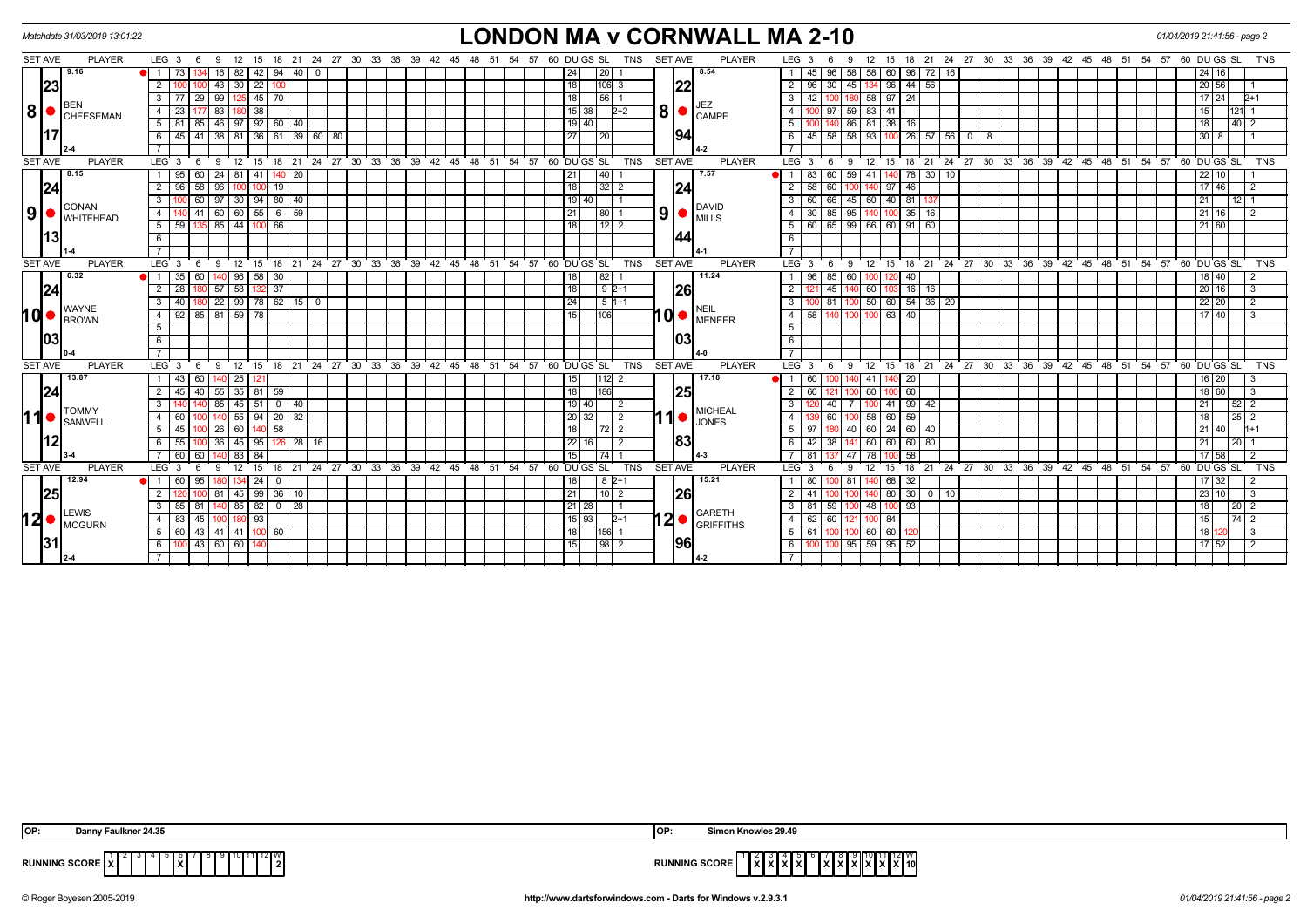Matchdate 31/03/2019 13:01:22

# LONDON MA v CORNWALL MA 2-10

01/04/2019 21:41:56 - page 2

| SET AVE | PLAYER | LEG | 3 | 6 | 9 | 12 | 15 | 18 | 21 | 24 | 27 | 30 | DU | GS | SL | TNS | SET AVE | PLAYER | LEG | 3 | 6 | 9 | 12 | 15 | 18 | 21 | 24 | 27 | 30 | DU | GS | SL | TNS |
|---|---|---|---|---|---|---|---|---|---|---|---|---|---|---|---|---|---|---|---|---|---|---|---|---|---|---|---|---|---|---|---|---|---|
| 9.16 | 8 BEN CHEESEMAN | 1 | 73 | 134 | 16 | 82 | 42 | 94 | 40 | 0 | | | 24 | | 20 | 1 | 8.54 | 8 JEZ CAMPE | 1 | 45 | 96 | 58 | 58 | 60 | 96 | 72 | 16 | | | 24 | 16 | | |
| 23 | | 2 | 100 | 100 | 43 | 30 | 22 | 100 | | | | | 18 | | 106 | 3 | 22 | | 2 | 96 | 30 | 45 | 134 | 96 | 44 | 56 | | | | 20 | 56 | | 1 |
| | | 3 | 77 | 29 | 99 | 125 | 45 | 70 | | | | | 18 | | 56 | 1 | | | 3 | 42 | 100 | 180 | 58 | 97 | 24 | | | | | 17 | 24 | | 2+1 |
| | | 4 | 23 | 177 | 83 | 180 | 38 | | | | | | 15 | 38 | | 2+2 | | | 4 | 100 | 97 | 59 | 83 | 41 | | | | | | 15 | | 121 | 1 |
| 17 | | 5 | 81 | 85 | 46 | 97 | 92 | 60 | 40 | | | | 19 | 40 | | | 94 | | 5 | 100 | 140 | 86 | 81 | 38 | 16 | | | | | 18 | | 40 | 2 |
| 2-4 | | 6 | 45 | 41 | 38 | 81 | 36 | 61 | 39 | 60 | 80 | | 27 | | 20 | | 4-2 | | 6 | 45 | 58 | 58 | 93 | 100 | 26 | 57 | 56 | 0 | 8 | 30 | 8 | | 1 |
| 8.15 | 9 CONAN WHITEHEAD | 1 | 95 | 60 | 24 | 81 | 41 | 140 | 20 | | | | 21 | | 40 | 1 | 7.57 | 9 DAVID MILLS | 1 | 83 | 60 | 59 | 41 | 140 | 78 | 30 | 10 | | | 22 | 10 | | 1 |
| 24 | | 2 | 96 | 58 | 96 | 100 | 100 | 19 | | | | | 18 | | 32 | 2 | 24 | | 2 | 58 | 60 | 100 | 140 | 97 | 46 | | | | | 17 | 46 | | 2 |
| | | 3 | 100 | 60 | 97 | 30 | 94 | 80 | 40 | | | | 19 | 40 | | 1 | | | 3 | 60 | 66 | 45 | 60 | 40 | 81 | 137 | | | | 21 | | 12 | 1 |
| | | 4 | 140 | 41 | 60 | 60 | 55 | 6 | 59 | | | | 21 | | 80 | 1 | | | 4 | 30 | 85 | 95 | 140 | 100 | 35 | 16 | | | | 21 | 16 | | 2 |
| 13 | | 5 | 59 | 135 | 85 | 44 | 100 | 66 | | | | | 18 | | 12 | 2 | 44 | | 5 | 60 | 65 | 99 | 66 | 60 | 91 | 60 | | | | 21 | 60 | | |
| 1-4 | | | | | | | | | | | | | | | | | 4-1 | | | | | | | | | | | | | | | | |
| 6.32 | 10 WAYNE BROWN | 1 | 35 | 60 | 140 | 96 | 58 | 30 | | | | | 18 | | 82 | 1 | 11.24 | 10 NEIL MENEER | 1 | 96 | 85 | 60 | 100 | 120 | 40 | | | | | 18 | 40 | | 2 |
| 24 | | 2 | 28 | 180 | 57 | 58 | 132 | 37 | | | | | 18 | | 9 | 2+1 | 26 | | 2 | 121 | 45 | 140 | 60 | 103 | 16 | 16 | | | | 20 | 16 | | 3 |
| | | 3 | 40 | 180 | 22 | 99 | 78 | 62 | 15 | 0 | | | 24 | | 5 | 1+1 | | | 3 | 100 | 81 | 100 | 50 | 60 | 54 | 36 | 20 | | | 22 | 20 | | 2 |
| | | 4 | 92 | 85 | 81 | 59 | 78 | | | | | | 15 | | 106 | | | | 4 | 58 | 140 | 100 | 100 | 63 | 40 | | | | | 17 | 40 | | 3 |
| 03 | | | | | | | | | | | | | | | | | 03 | | | | | | | | | | | | | | | | |
| 0-4 | | | | | | | | | | | | | | | | | 4-0 | | | | | | | | | | | | | | | | |
| 13.87 | 11 TOMMY SANWELL | 1 | 43 | 60 | 140 | 25 | 121 | | | | | | 15 | | 112 | 2 | 17.18 | 11 MICHEAL JONES | 1 | 60 | 100 | 140 | 41 | 140 | 20 | | | | | 16 | 20 | | 3 |
| 24 | | 2 | 45 | 40 | 55 | 35 | 81 | 59 | | | | | 18 | | 186 | | 25 | | 2 | 60 | 121 | 100 | 60 | 100 | 60 | | | | | 18 | 60 | | 3 |
| | | 3 | 140 | 140 | 85 | 45 | 51 | 0 | 40 | | | | 19 | 40 | | 2 | | | 3 | 120 | 40 | 7 | 100 | 41 | 99 | 42 | | | | 21 | | 52 | 2 |
| | | 4 | 60 | 100 | 140 | 55 | 94 | 20 | 32 | | | | 20 | 32 | | 2 | | | 4 | 139 | 60 | 100 | 58 | 60 | 59 | | | | | 18 | | 25 | 2 |
| | | 5 | 45 | 100 | 26 | 60 | 140 | 58 | | | | | 18 | | 72 | 2 | | | 5 | 97 | 180 | 40 | 60 | 24 | 60 | 40 | | | | 21 | 40 | | 1+1 |
| 12 | | 6 | 55 | 100 | 36 | 45 | 95 | 126 | 28 | 16 | | | 22 | 16 | | 2 | 83 | | 6 | 42 | 38 | 141 | 60 | 60 | 60 | 80 | | | | 21 | | 20 | 1 |
| 3-4 | | 7 | 60 | 60 | 140 | 83 | 84 | | | | | | 15 | | 74 | 1 | 4-3 | | 7 | 81 | 137 | 47 | 78 | 100 | 58 | | | | | 17 | 58 | | 2 |
| 12.94 | 12 LEWIS MCGURN | 1 | 60 | 95 | 180 | 134 | 24 | 0 | | | | | 18 | | 8 | 2+1 | 15.21 | 12 GARETH GRIFFITHS | 1 | 80 | 100 | 81 | 140 | 68 | 32 | | | | | 17 | 32 | | 2 |
| 25 | | 2 | 120 | 100 | 81 | 45 | 99 | 36 | 10 | | | | 21 | | 10 | 2 | 26 | | 2 | 41 | 100 | 100 | 140 | 80 | 30 | 0 | 10 | | | 23 | 10 | | 3 |
| | | 3 | 85 | 81 | 140 | 85 | 82 | 0 | 28 | | | | 21 | 28 | | 1 | | | 3 | 81 | 59 | 100 | 48 | 100 | 93 | | | | | 18 | | 20 | 2 |
| | | 4 | 83 | 45 | 100 | 180 | 93 | | | | | | 15 | 93 | | 2+1 | | | 4 | 62 | 60 | 121 | 100 | 84 | | | | | | 15 | | 74 | 2 |
| 31 | | 5 | 60 | 43 | 41 | 41 | 100 | 60 | | | | | 18 | | 156 | 1 | 96 | | 5 | 61 | 100 | 100 | 60 | 60 | 120 | | | | | 18 | 120 | | 3 |
| 2-4 | | 6 | 100 | 43 | 60 | 60 | 140 | | | | | | 15 | | 98 | 2 | 4-2 | | 6 | 100 | 100 | 95 | 59 | 95 | 52 | | | | | 17 | 52 | | 2 |

OP: Danny Faulkner 24.35

OP: Simon Knowles 29.49

| RUNNING SCORE | 1 | 2 | 3 | 4 | 5 | 6 | 7 | 8 | 9 | 10 | 11 | 12 | W |
|---|---|---|---|---|---|---|---|---|---|---|---|---|---|
| LONDON MA | X | | | | | X | | | | | | | 2 |
| CORNWALL MA | | X | X | X | X | | X | X | X | X | X | X | 10 |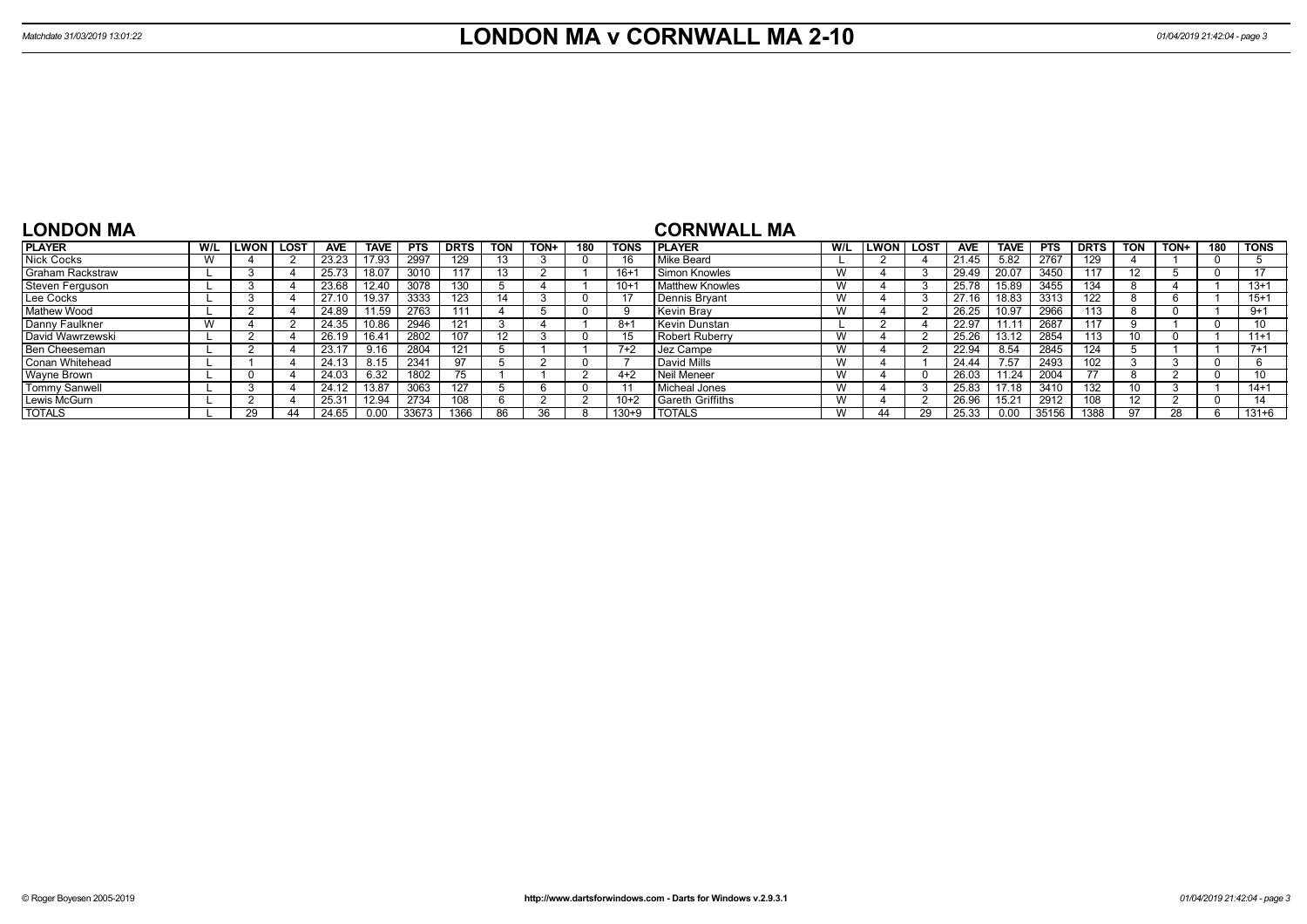# LONDON MA v CORNWALL MA 2-10

Matchdate 31/03/2019 13:01:22

## LONDON MA

| PLAYER | W/L | LWON | LOST | AVE | TAVE | PTS | DRTS | TON | TON+ | 180 | TONS |
|---|---|---|---|---|---|---|---|---|---|---|---|
| Nick Cocks | W | 4 | 2 | 23.23 | 17.93 | 2997 | 129 | 13 | 3 | 0 | 16 |
| Graham Rackstraw | L | 3 | 4 | 25.73 | 18.07 | 3010 | 117 | 13 | 2 | 1 | 16+1 |
| Steven Ferguson | L | 3 | 4 | 23.68 | 12.40 | 3078 | 130 | 5 | 4 | 1 | 10+1 |
| Lee Cocks | L | 3 | 4 | 27.10 | 19.37 | 3333 | 123 | 14 | 3 | 0 | 17 |
| Mathew Wood | L | 2 | 4 | 24.89 | 11.59 | 2763 | 111 | 4 | 5 | 0 | 9 |
| Danny Faulkner | W | 4 | 2 | 24.35 | 10.86 | 2946 | 121 | 3 | 4 | 1 | 8+1 |
| David Wawrzewski | L | 2 | 4 | 26.19 | 16.41 | 2802 | 107 | 12 | 3 | 0 | 15 |
| Ben Cheeseman | L | 2 | 4 | 23.17 | 9.16 | 2804 | 121 | 5 | 1 | 1 | 7+2 |
| Conan Whitehead | L | 1 | 4 | 24.13 | 8.15 | 2341 | 97 | 5 | 2 | 0 | 7 |
| Wayne Brown | L | 0 | 4 | 24.03 | 6.32 | 1802 | 75 | 1 | 1 | 2 | 4+2 |
| Tommy Sanwell | L | 3 | 4 | 24.12 | 13.87 | 3063 | 127 | 5 | 6 | 0 | 11 |
| Lewis McGurn | L | 2 | 4 | 25.31 | 12.94 | 2734 | 108 | 6 | 2 | 2 | 10+2 |
| TOTALS | L | 29 | 44 | 24.65 | 0.00 | 33673 | 1366 | 86 | 36 | 8 | 130+9 |

## CORNWALL MA

| PLAYER | W/L | LWON | LOST | AVE | TAVE | PTS | DRTS | TON | TON+ | 180 | TONS |
|---|---|---|---|---|---|---|---|---|---|---|---|
| Mike Beard | L | 2 | 4 | 21.45 | 5.82 | 2767 | 129 | 4 | 1 | 0 | 5 |
| Simon Knowles | W | 4 | 3 | 29.49 | 20.07 | 3450 | 117 | 12 | 5 | 0 | 17 |
| Matthew Knowles | W | 4 | 3 | 25.78 | 15.89 | 3455 | 134 | 8 | 4 | 1 | 13+1 |
| Dennis Bryant | W | 4 | 3 | 27.16 | 18.83 | 3313 | 122 | 8 | 6 | 1 | 15+1 |
| Kevin Bray | W | 4 | 2 | 26.25 | 10.97 | 2966 | 113 | 8 | 0 | 1 | 9+1 |
| Kevin Dunstan | L | 2 | 4 | 22.97 | 11.11 | 2687 | 117 | 9 | 1 | 0 | 10 |
| Robert Ruberry | W | 4 | 2 | 25.26 | 13.12 | 2854 | 113 | 10 | 0 | 1 | 11+1 |
| Jez Campe | W | 4 | 2 | 22.94 | 8.54 | 2845 | 124 | 5 | 1 | 1 | 7+1 |
| David Mills | W | 4 | 1 | 24.44 | 7.57 | 2493 | 102 | 3 | 3 | 0 | 6 |
| Neil Meneer | W | 4 | 0 | 26.03 | 11.24 | 2004 | 77 | 8 | 2 | 0 | 10 |
| Micheal Jones | W | 4 | 3 | 25.83 | 17.18 | 3410 | 132 | 10 | 3 | 1 | 14+1 |
| Gareth Griffiths | W | 4 | 2 | 26.96 | 15.21 | 2912 | 108 | 12 | 2 | 0 | 14 |
| TOTALS | W | 44 | 29 | 25.33 | 0.00 | 35156 | 1388 | 97 | 28 | 6 | 131+6 |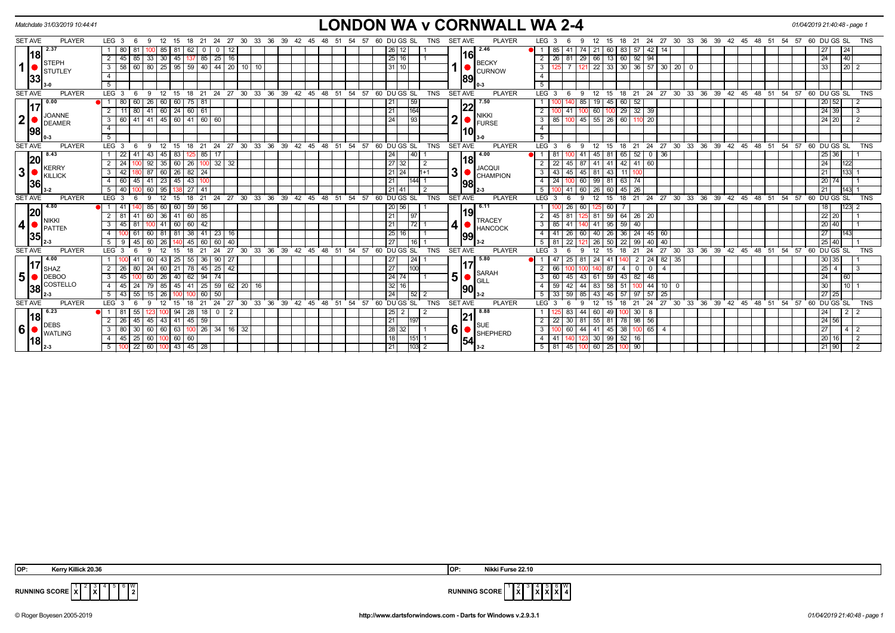Matchdate 31/03/2019 10:44:41

# LONDON WA v CORNWALL WA 2-4

01/04/2019 21:40:48 - page 1

| SET AVE | PLAYER | LEG | 3 | 6 | 9 | 12 | 15 | 18 | 21 | 24 | 27 | 30 | DU | GS | SL | TNS | SET AVE | PLAYER | LEG | 3 | 6 | 9 | 12 | 15 | 18 | 21 | 24 | 27 | 30 | 33 | DU | GS | SL | TNS |
|---|---|---|---|---|---|---|---|---|---|---|---|---|---|---|---|---|---|---|---|---|---|---|---|---|---|---|---|---|---|---|---|---|---|---|
| 2.37 18.33 | 1 STEPH STUTLEY 3-0 | 1 | 80 | 81 | 100 | 85 | 81 | 62 | 0 | 0 | 12 | | 26 | 12 | | 1 | 2.46 16.89 | 1 BECKY CURNOW 0-3 | 1 | 85 | 41 | 74 | 21 | 60 | 83 | 57 | 42 | 14 | | | | 27 | 24 | |
| | | 2 | 45 | 85 | 33 | 30 | 45 | 137 | 85 | 25 | 16 | | 25 | 16 | | 1 | | | 2 | 26 | 81 | 29 | 66 | 13 | 60 | 92 | 94 | | | | | 24 | 40 | |
| | | 3 | 58 | 60 | 80 | 25 | 95 | 59 | 40 | 44 | 20 | 10 10 | 31 | 10 | | | | | 3 | 125 | 7 | 121 | 22 | 33 | 30 | 36 | 57 | 30 | 20 | 0 | | 33 | 20 | 2 |
| 0.00 17.98 | 2 JOANNE DEAMER 0-3 | 1 | 80 | 60 | 26 | 60 | 60 | 75 | 81 | | | | 21 | | 59 | | 7.50 22.10 | 2 NIKKI FURSE 3-0 | 1 | 100 | 140 | 85 | 19 | 45 | 60 | 52 | | | | | 20 | 52 | | 2 |
| | | 2 | 11 | 80 | 41 | 60 | 24 | 60 | 61 | | | | 21 | | 164 | | | | 2 | 100 | 41 | 100 | 60 | 100 | 29 | 32 | 39 | | | | 24 | 39 | | 3 |
| | | 3 | 60 | 41 | 41 | 45 | 60 | 41 | 60 | 60 | | | 24 | | 93 | | | | 3 | 85 | 100 | 45 | 55 | 26 | 60 | 110 | 20 | | | | 24 | 20 | | 2 |
| 8.43 20.36 | 3 KERRY KILLICK 3-2 | 1 | 22 | 41 | 43 | 45 | 83 | 125 | 85 | 17 | | | 24 | | 40 | 1 | 4.00 18.98 | 3 JACQUI CHAMPION 2-3 | 1 | 81 | 100 | 41 | 45 | 81 | 65 | 52 | 0 | 36 | | | 25 | 36 | | 1 |
| | | 2 | 24 | 100 | 92 | 35 | 60 | 26 | 100 | 32 | 32 | | 27 | 32 | | 2 | | | 2 | 22 | 45 | 87 | 41 | 41 | 42 | 41 | 60 | | | | 24 | | 122 | |
| | | 3 | 42 | 180 | 87 | 60 | 26 | 82 | 24 | | | | 21 | 24 | | 1+1 | | | 3 | 43 | 45 | 45 | 81 | 43 | 11 | 100 | | | | | 21 | | 133 | 1 |
| | | 4 | 60 | 45 | 41 | 23 | 45 | 43 | 100 | | | | 21 | | 144 | 1 | | | 4 | 24 | 100 | 60 | 99 | 81 | 63 | 74 | | | | | 20 | 74 | | 1 |
| | | 5 | 40 | 100 | 60 | 95 | 138 | 27 | 41 | | | | 21 | 41 | | 2 | | | 5 | 100 | 41 | 60 | 26 | 60 | 45 | 26 | | | | | 21 | | 143 | 1 |
| 4.80 20.35 | 4 NIKKI PATTEN 2-3 | 1 | 41 | 140 | 85 | 60 | 60 | 59 | 56 | | | | 20 | 56 | | 1 | 6.11 19.99 | 4 TRACEY HANCOCK 3-2 | 1 | 100 | 26 | 60 | 125 | 60 | 7 | | | | | | 18 | | 123 | 2 |
| | | 2 | 81 | 41 | 60 | 36 | 41 | 60 | 85 | | | | 21 | | 97 | | | | 2 | 45 | 81 | 125 | 81 | 59 | 64 | 26 | 20 | | | | 22 | 20 | | 1 |
| | | 3 | 45 | 81 | 100 | 41 | 60 | 60 | 42 | | | | 21 | | 72 | 1 | | | 3 | 85 | 41 | 140 | 41 | 95 | 59 | 40 | | | | | 20 | 40 | | 1 |
| | | 4 | 100 | 61 | 60 | 81 | 81 | 38 | 41 | 23 | 16 | | 25 | 16 | | 1 | | | 4 | 41 | 26 | 60 | 40 | 26 | 36 | 24 | 45 | 60 | | | 27 | | 143 | |
| | | 5 | 9 | 45 | 60 | 26 | 140 | 45 | 60 | 60 | 40 | | 27 | | 16 | 1 | | | 5 | 81 | 22 | 121 | 26 | 50 | 22 | 99 | 40 | 40 | | | 25 | 40 | | 1 |
| 4.00 17.38 | 5 SHAZ DEBOO COSTELLO 2-3 | 1 | 100 | 41 | 60 | 43 | 25 | 55 | 36 | 90 | 27 | | 27 | | 24 | 1 | 5.80 17.90 | 5 SARAH GILL 3-2 | 1 | 47 | 25 | 81 | 24 | 41 | 140 | 2 | 24 | 82 | 35 | | 30 | 35 | | 1 |
| | | 2 | 26 | 80 | 24 | 60 | 21 | 78 | 45 | 25 | 42 | | 27 | | 100 | | | | 2 | 66 | 100 | 100 | 140 | 87 | 4 | 0 | 0 | 4 | | | 25 | 4 | | 3 |
| | | 3 | 45 | 100 | 60 | 26 | 40 | 62 | 94 | 74 | | | 24 | 74 | | 1 | | | 3 | 60 | 45 | 43 | 61 | 59 | 43 | 82 | 48 | | | | 24 | | 60 | |
| | | 4 | 45 | 24 | 79 | 85 | 45 | 41 | 25 | 59 | 62 | 20 16 | 32 | 16 | | | | | 4 | 59 | 42 | 44 | 83 | 58 | 51 | 100 | 44 | 10 | 0 | | 30 | | 10 | 1 |
| | | 5 | 43 | 55 | 15 | 26 | 100 | 100 | 60 | 50 | | | 24 | | 52 | 2 | | | 5 | 33 | 59 | 85 | 43 | 45 | 57 | 97 | 57 | 25 | | | 27 | 25 | | |
| 6.23 18.18 | 6 DEBS WATLING 2-3 | 1 | 81 | 55 | 123 | 100 | 94 | 28 | 18 | 0 | 2 | | 25 | 2 | | 2 | 8.88 21.54 | 6 SUE SHEPHERD 3-2 | 1 | 125 | 83 | 44 | 60 | 49 | 100 | 30 | 8 | | | | 24 | | 2 | 2 |
| | | 2 | 26 | 45 | 45 | 43 | 41 | 45 | 59 | | | | 21 | | 197 | | | | 2 | 22 | 30 | 81 | 55 | 81 | 78 | 98 | 56 | | | | 24 | 56 | | |
| | | 3 | 80 | 30 | 60 | 60 | 63 | 100 | 26 | 34 | 16 | 32 | 28 | 32 | | 1 | | | 3 | 100 | 60 | 44 | 41 | 45 | 38 | 100 | 65 | 4 | | | 27 | | 4 | 2 |
| | | 4 | 45 | 25 | 60 | 100 | 60 | 60 | | | | | 18 | | 151 | 1 | | | 4 | 41 | 140 | 123 | 30 | 99 | 52 | 16 | | | | | 20 | 16 | | 2 |
| | | 5 | 100 | 22 | 60 | 100 | 43 | 45 | 28 | | | | 21 | | 103 | 2 | | | 5 | 81 | 45 | 100 | 60 | 25 | 100 | 90 | | | | | 21 | 90 | | 2 |

OP: Kerry Killick 20.36

OP: Nikki Furse 22.10

RUNNING SCORE (London): 1 X, 2, 3 X, 4, 5, 6 — W 2

RUNNING SCORE (Cornwall): 1, 2 X, 3, 4 X, 5 X, 6 X — W 4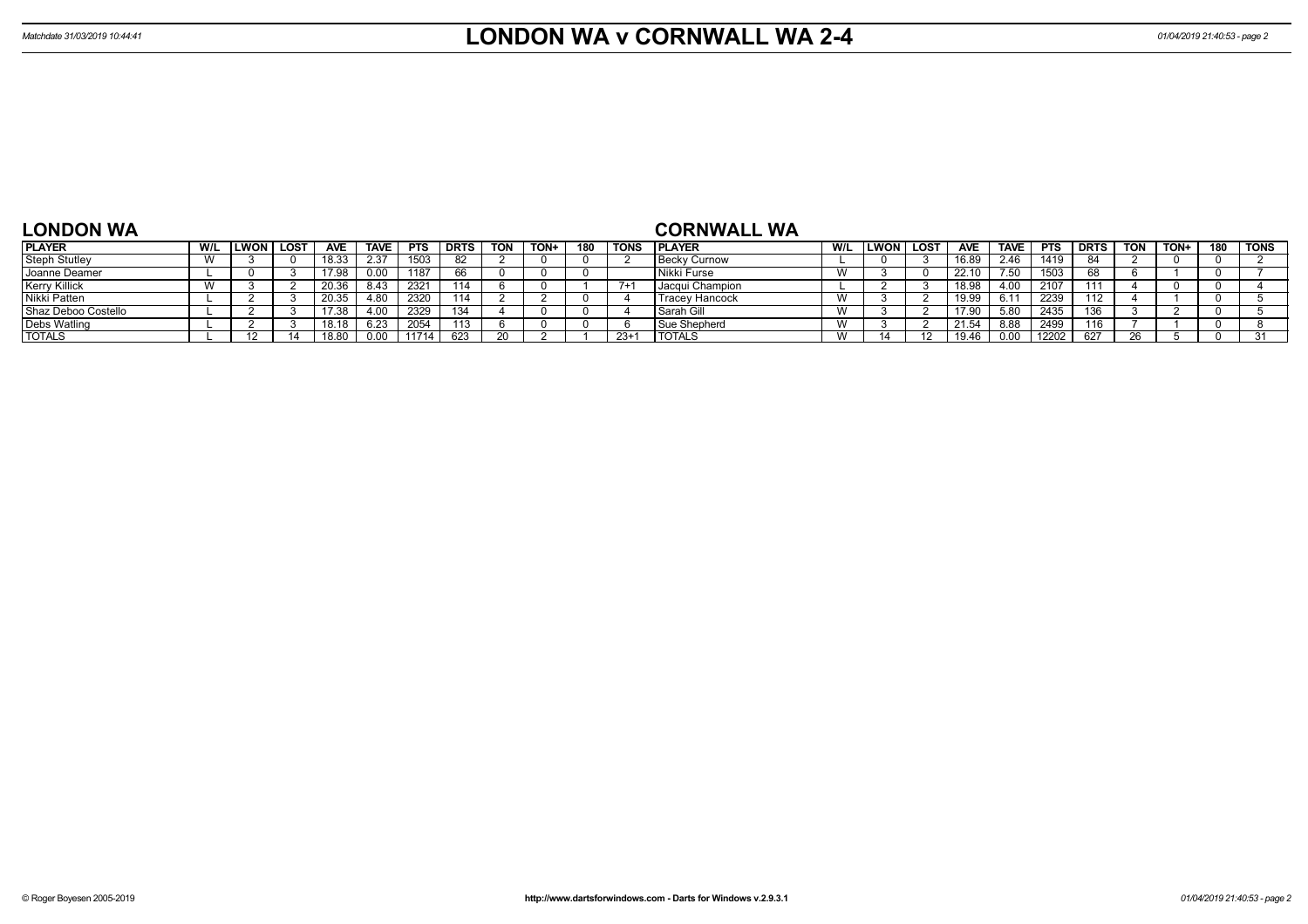# LONDON WA v CORNWALL WA 2-4

Matchdate 31/03/2019 10:44:41

## LONDON WA

| PLAYER | W/L | LWON | LOST | AVE | TAVE | PTS | DRTS | TON | TON+ | 180 | TONS |
|---|---|---|---|---|---|---|---|---|---|---|---|
| Steph Stutley | W | 3 | 0 | 18.33 | 2.37 | 1503 | 82 | 2 | 0 | 0 | 2 |
| Joanne Deamer | L | 0 | 3 | 17.98 | 0.00 | 1187 | 66 | 0 | 0 | 0 | |
| Kerry Killick | W | 3 | 2 | 20.36 | 8.43 | 2321 | 114 | 6 | 0 | 1 | 7+1 |
| Nikki Patten | L | 2 | 3 | 20.35 | 4.80 | 2320 | 114 | 2 | 2 | 0 | 4 |
| Shaz Deboo Costello | L | 2 | 3 | 17.38 | 4.00 | 2329 | 134 | 4 | 0 | 0 | 4 |
| Debs Watling | L | 2 | 3 | 18.18 | 6.23 | 2054 | 113 | 6 | 0 | 0 | 6 |
| TOTALS | L | 12 | 14 | 18.80 | 0.00 | 11714 | 623 | 20 | 2 | 1 | 23+1 |

## CORNWALL WA

| PLAYER | W/L | LWON | LOST | AVE | TAVE | PTS | DRTS | TON | TON+ | 180 | TONS |
|---|---|---|---|---|---|---|---|---|---|---|---|
| Becky Curnow | L | 0 | 3 | 16.89 | 2.46 | 1419 | 84 | 2 | 0 | 0 | 2 |
| Nikki Furse | W | 3 | 0 | 22.10 | 7.50 | 1503 | 68 | 6 | 1 | 0 | 7 |
| Jacqui Champion | L | 2 | 3 | 18.98 | 4.00 | 2107 | 111 | 4 | 0 | 0 | 4 |
| Tracey Hancock | W | 3 | 2 | 19.99 | 6.11 | 2239 | 112 | 4 | 1 | 0 | 5 |
| Sarah Gill | W | 3 | 2 | 17.90 | 5.80 | 2435 | 136 | 3 | 2 | 0 | 5 |
| Sue Shepherd | W | 3 | 2 | 21.54 | 8.88 | 2499 | 116 | 7 | 1 | 0 | 8 |
| TOTALS | W | 14 | 12 | 19.46 | 0.00 | 12202 | 627 | 26 | 5 | 0 | 31 |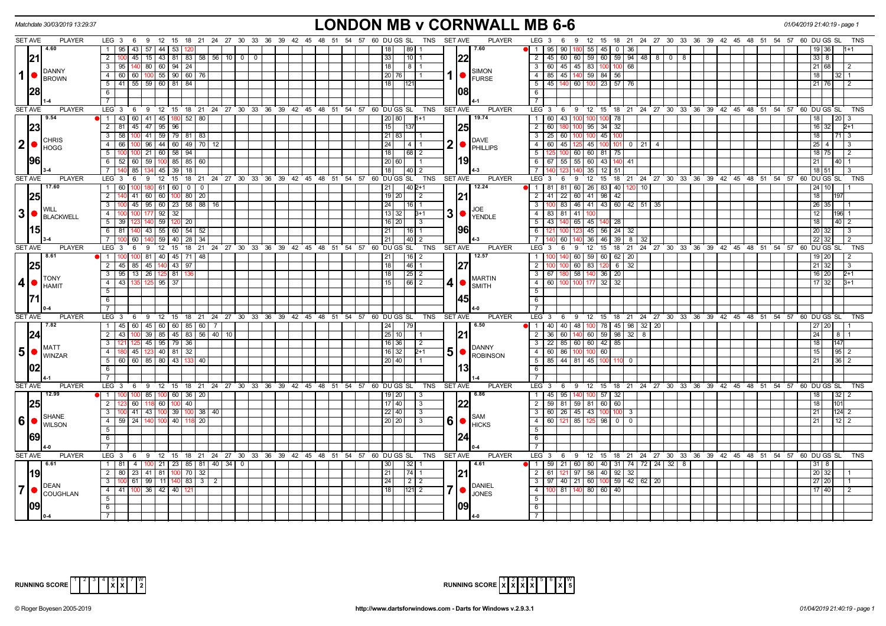Matchdate 30/03/2019 13:29:37

# LONDON MB v CORNWALL MB 6-6

01/04/2019 21:40:19 - page 1

## Set 1

| SET AVE | PLAYER | LEG | 3 | 6 | 9 | 12 | 15 | 18 | 21 | 24 | 27 | 30 | DU | GS | SL | TNS |
|---|---|---|---|---|---|---|---|---|---|---|---|---|---|---|---|---|
| 4.60 / 21.28 | DANNY BROWN (1-4) | 1 | 95 | 43 | 57 | 44 | 53 | 120 | | | | | | 18 | 89 | 1 |
| | | 2 | 100 | 45 | 15 | 43 | 81 | 83 | 58 | 56 | 10 | 0 | 0 | 33 | 10 | 1 |
| | | 3 | 95 | 140 | 80 | 60 | 94 | 24 | | | | | | 18 | 8 | 1 |
| | | 4 | 60 | 60 | 100 | 55 | 90 | 60 | 76 | | | | | 20 76 | | 1 |
| | | 5 | 41 | 55 | 59 | 60 | 81 | 84 | | | | | | 18 | 121 | |

| SET AVE | PLAYER | LEG | 3 | 6 | 9 | 12 | 15 | 18 | 21 | 24 | 27 | 30 | 33 | DU | GS | SL | TNS |
|---|---|---|---|---|---|---|---|---|---|---|---|---|---|---|---|---|---|
| 7.60 / 22.08 | SIMON FURSE (4-1) | 1 | 95 | 90 | 180 | 55 | 45 | 0 | 36 | | | | | | 19 | 36 | 1+1 |
| | | 2 | 45 | 60 | 60 | 59 | 60 | 59 | 94 | 48 | 8 | 0 | 8 | | 33 | 8 | |
| | | 3 | 60 | 45 | 45 | 83 | 100 | 100 | 68 | | | | | | 21 | 68 | 2 |
| | | 4 | 85 | 45 | 140 | 59 | 84 | 56 | | | | | | | 18 | | 32 1 |
| | | 5 | 45 | 140 | 60 | 100 | 23 | 57 | 76 | | | | | | 21 | 76 | 2 |

## Set 2

| SET AVE | PLAYER | LEG | 3 | 6 | 9 | 12 | 15 | 18 | 21 | 24 | DU | GS | SL | TNS |
|---|---|---|---|---|---|---|---|---|---|---|---|---|---|---|
| 9.54 / 23.96 | CHRIS HOGG (3-4) | 1 | 43 | 60 | 41 | 45 | 180 | 52 | 80 | | 20 | 80 | | 1+1 |
| | | 2 | 81 | 45 | 47 | 95 | 96 | | | | 15 | | 137 | |
| | | 3 | 58 | 100 | 41 | 59 | 79 | 81 | 83 | | 21 | 83 | | 1 |
| | | 4 | 66 | 100 | 96 | 44 | 60 | 49 | 70 | 12 | 24 | | 4 | 1 |
| | | 5 | 100 | 100 | 21 | 60 | 58 | 94 | | | 18 | | 68 | 2 |
| | | 6 | 52 | 60 | 59 | 100 | 85 | 85 | 60 | | 20 | 60 | | 1 |
| | | 7 | 140 | 85 | 134 | 45 | 39 | 18 | | | 18 | | 40 | 2 |

| SET AVE | PLAYER | LEG | 3 | 6 | 9 | 12 | 15 | 18 | 21 | 24 | 27 | DU | GS | SL | TNS |
|---|---|---|---|---|---|---|---|---|---|---|---|---|---|---|---|
| 19.74 / 25.19 | DAVE PHILLIPS (4-3) | 1 | 60 | 43 | 100 | 100 | 100 | 78 | | | | 18 | | 20 | 3 |
| | | 2 | 60 | 180 | 100 | 95 | 34 | 32 | | | | 16 | 32 | | 2+1 |
| | | 3 | 25 | 60 | 100 | 100 | 45 | 100 | | | | 18 | | 71 | 3 |
| | | 4 | 60 | 45 | 125 | 45 | 100 | 101 | 0 | 21 | 4 | 25 | 4 | | 3 |
| | | 5 | 125 | 100 | 60 | 60 | 81 | 75 | | | | 18 | 75 | | 2 |
| | | 6 | 67 | 55 | 55 | 60 | 43 | 140 | 41 | | | 21 | | 40 | 1 |
| | | 7 | 140 | 123 | 140 | 35 | 12 | 51 | | | | 18 | 51 | | 3 |

## Set 3

| SET AVE | PLAYER | LEG | 3 | 6 | 9 | 12 | 15 | 18 | 21 | 24 | DU | GS | SL | TNS |
|---|---|---|---|---|---|---|---|---|---|---|---|---|---|---|
| 17.60 / 25.15 | WILL BLACKWELL (3-4) | 1 | 60 | 100 | 180 | 61 | 60 | 0 | 0 | | 21 | | 40 | 2+1 |
| | | 2 | 140 | 41 | 60 | 60 | 100 | 80 | 20 | | 19 | 20 | | 2 |
| | | 3 | 100 | 45 | 95 | 60 | 23 | 58 | 88 | 16 | 24 | | 16 | 1 |
| | | 4 | 100 | 100 | 177 | 92 | 32 | | | | 13 | 32 | | 3+1 |
| | | 5 | 39 | 123 | 140 | 59 | 120 | 20 | | | 16 | 20 | | 3 |
| | | 6 | 81 | 140 | 43 | 55 | 60 | 54 | 52 | | 21 | | 16 | 1 |
| | | 7 | 100 | 60 | 140 | 59 | 40 | 28 | 34 | | 21 | | 40 | 2 |

| SET AVE | PLAYER | LEG | 3 | 6 | 9 | 12 | 15 | 18 | 21 | 24 | 27 | DU | GS | SL | TNS |
|---|---|---|---|---|---|---|---|---|---|---|---|---|---|---|---|
| 12.24 / 21.96 | JOE YENDLE (4-3) | 1 | 81 | 81 | 60 | 26 | 83 | 40 | 120 | 10 | | 24 | 10 | | 1 |
| | | 2 | 41 | 22 | 60 | 41 | 98 | 42 | | | | 18 | | 197 | |
| | | 3 | 100 | 83 | 46 | 41 | 43 | 60 | 42 | 51 | 35 | 26 | 35 | | 1 |
| | | 4 | 83 | 81 | 41 | 100 | | | | | | 12 | | 196 | 1 |
| | | 5 | 43 | 140 | 65 | 45 | 140 | 28 | | | | 18 | | 40 | 2 |
| | | 6 | 121 | 100 | 123 | 45 | 56 | 24 | 32 | | | 20 | 32 | | 3 |
| | | 7 | 140 | 60 | 140 | 36 | 46 | 39 | 8 | 32 | | 22 | 32 | | 2 |

## Set 4

| SET AVE | PLAYER | LEG | 3 | 6 | 9 | 12 | 15 | 18 | 21 | 24 | DU | GS | SL | TNS |
|---|---|---|---|---|---|---|---|---|---|---|---|---|---|---|
| 8.61 / 25.71 | TONY HAMIT (0-4) | 1 | 100 | 100 | 81 | 40 | 45 | 71 | 48 | | 21 | | 16 | 2 |
| | | 2 | 45 | 85 | 45 | 140 | 43 | 97 | | | 18 | | 46 | 1 |
| | | 3 | 95 | 13 | 26 | 125 | 81 | 136 | | | 18 | | 25 | 2 |
| | | 4 | 43 | 135 | 125 | 95 | 37 | | | | 15 | | 66 | 2 |

| SET AVE | PLAYER | LEG | 3 | 6 | 9 | 12 | 15 | 18 | 21 | DU | GS | SL | TNS |
|---|---|---|---|---|---|---|---|---|---|---|---|---|---|
| 12.57 / 27.45 | MARTIN SMITH (4-0) | 1 | 100 | 140 | 60 | 59 | 60 | 62 | 20 | 19 | 20 | | 2 |
| | | 2 | 100 | 100 | 60 | 83 | 120 | 6 | 32 | 21 | 32 | | 3 |
| | | 3 | 67 | 180 | 58 | 140 | 36 | 20 | | 16 | 20 | | 2+1 |
| | | 4 | 60 | 100 | 100 | 177 | 32 | 32 | | 17 | 32 | | 3+1 |

## Set 5

| SET AVE | PLAYER | LEG | 3 | 6 | 9 | 12 | 15 | 18 | 21 | 24 | 27 | DU | GS | SL | TNS |
|---|---|---|---|---|---|---|---|---|---|---|---|---|---|---|---|
| 7.82 / 24.02 | MATT WINZAR (4-1) | 1 | 45 | 60 | 45 | 60 | 60 | 85 | 60 | 7 | | 24 | | 79 | |
| | | 2 | 43 | 100 | 39 | 85 | 45 | 83 | 56 | 40 | 10 | 25 | 10 | | 1 |
| | | 3 | 121 | 125 | 45 | 95 | 79 | 36 | | | | 16 | 36 | | 2 |
| | | 4 | 180 | 45 | 123 | 40 | 81 | 32 | | | | 16 | 32 | | 2+1 |
| | | 5 | 60 | 60 | 85 | 80 | 43 | 133 | 40 | | | 20 | 40 | | 1 |

| SET AVE | PLAYER | LEG | 3 | 6 | 9 | 12 | 15 | 18 | 21 | 24 | 27 | DU | GS | SL | TNS |
|---|---|---|---|---|---|---|---|---|---|---|---|---|---|---|---|
| 6.50 / 21.13 | DANNY ROBINSON (1-4) | 1 | 40 | 40 | 48 | 100 | 78 | 45 | 98 | 32 | 20 | 27 | 20 | | 1 |
| | | 2 | 36 | 60 | 140 | 60 | 59 | 98 | 32 | 8 | | 24 | | 8 | 1 |
| | | 3 | 22 | 85 | 60 | 60 | 42 | 85 | | | | 18 | | 147 | |
| | | 4 | 60 | 86 | 100 | 100 | 60 | | | | | 15 | | 95 | 2 |
| | | 5 | 85 | 44 | 81 | 45 | 100 | 110 | 0 | | | 21 | | 36 | 2 |

## Set 6

| SET AVE | PLAYER | LEG | 3 | 6 | 9 | 12 | 15 | 18 | 21 | 24 | DU | GS | SL | TNS |
|---|---|---|---|---|---|---|---|---|---|---|---|---|---|---|
| 12.99 / 25.69 | SHANE WILSON (4-0) | 1 | 100 | 100 | 85 | 100 | 60 | 36 | 20 | | 19 | 20 | | 3 |
| | | 2 | 123 | 60 | 118 | 60 | 100 | 40 | | | 17 | 40 | | 3 |
| | | 3 | 100 | 41 | 43 | 100 | 39 | 100 | 38 | 40 | 22 | 40 | | 3 |
| | | 4 | 59 | 24 | 140 | 100 | 40 | 118 | 20 | | 20 | 20 | | 3 |

| SET AVE | PLAYER | LEG | 3 | 6 | 9 | 12 | 15 | 18 | 21 | DU | GS | SL | TNS |
|---|---|---|---|---|---|---|---|---|---|---|---|---|---|
| 6.86 / 22.24 | SAM HICKS (0-4) | 1 | 45 | 95 | 140 | 100 | 57 | 32 | | 18 | | 32 | 2 |
| | | 2 | 59 | 81 | 59 | 81 | 60 | 60 | | 18 | | 101 | |
| | | 3 | 60 | 26 | 45 | 43 | 100 | 100 | 3 | 21 | | 124 | 2 |
| | | 4 | 60 | 121 | 85 | 125 | 98 | 0 | 0 | 21 | | 12 | 2 |

## Set 7

| SET AVE | PLAYER | LEG | 3 | 6 | 9 | 12 | 15 | 18 | 21 | 24 | 27 | 30 | DU | GS | SL | TNS |
|---|---|---|---|---|---|---|---|---|---|---|---|---|---|---|---|---|
| 6.61 / 19.09 | DEAN COUGHLAN (0-4) | 1 | 81 | 4 | 100 | 21 | 23 | 85 | 81 | 40 | 34 | 0 | 30 | | 32 | 1 |
| | | 2 | 80 | 23 | 41 | 81 | 100 | 70 | 32 | | | | 21 | | 74 | 1 |
| | | 3 | 100 | 61 | 99 | 11 | 140 | 83 | 3 | 2 | | | 24 | | 2 | 2 |
| | | 4 | 41 | 100 | 36 | 42 | 40 | 121 | | | | | 18 | | 121 | 2 |

| SET AVE | PLAYER | LEG | 3 | 6 | 9 | 12 | 15 | 18 | 21 | 24 | 27 | 30 | 33 | DU | GS | SL | TNS |
|---|---|---|---|---|---|---|---|---|---|---|---|---|---|---|---|---|---|
| 4.61 / 21.09 | DANIEL JONES (4-0) | 1 | 59 | 21 | 60 | 80 | 40 | 31 | 74 | 72 | 24 | 32 | 8 | 31 | 8 | | |
| | | 2 | 61 | 121 | 97 | 58 | 40 | 92 | 32 | | | | | 20 | 32 | | 1 |
| | | 3 | 97 | 40 | 21 | 60 | 100 | 59 | 42 | 62 | 20 | | | 27 | 20 | | 1 |
| | | 4 | 100 | 81 | 140 | 80 | 60 | 40 | | | | | | 17 | 40 | | 2 |

RUNNING SCORE (London MB)

| 1 | 2 | 3 | 4 | 5 | 6 | 7 | W |
|---|---|---|---|---|---|---|---|
| | | | | X | X | | 2 |

RUNNING SCORE (Cornwall MB)

| 1 | 2 | 3 | 4 | 5 | 6 | 7 | W |
|---|---|---|---|---|---|---|---|
| X | X | X | X | | | X | 5 |

© Roger Boyesen 2005-2019 http://www.dartsforwindows.com - Darts for Windows v.2.9.3.1 01/04/2019 21:40:19 - page 1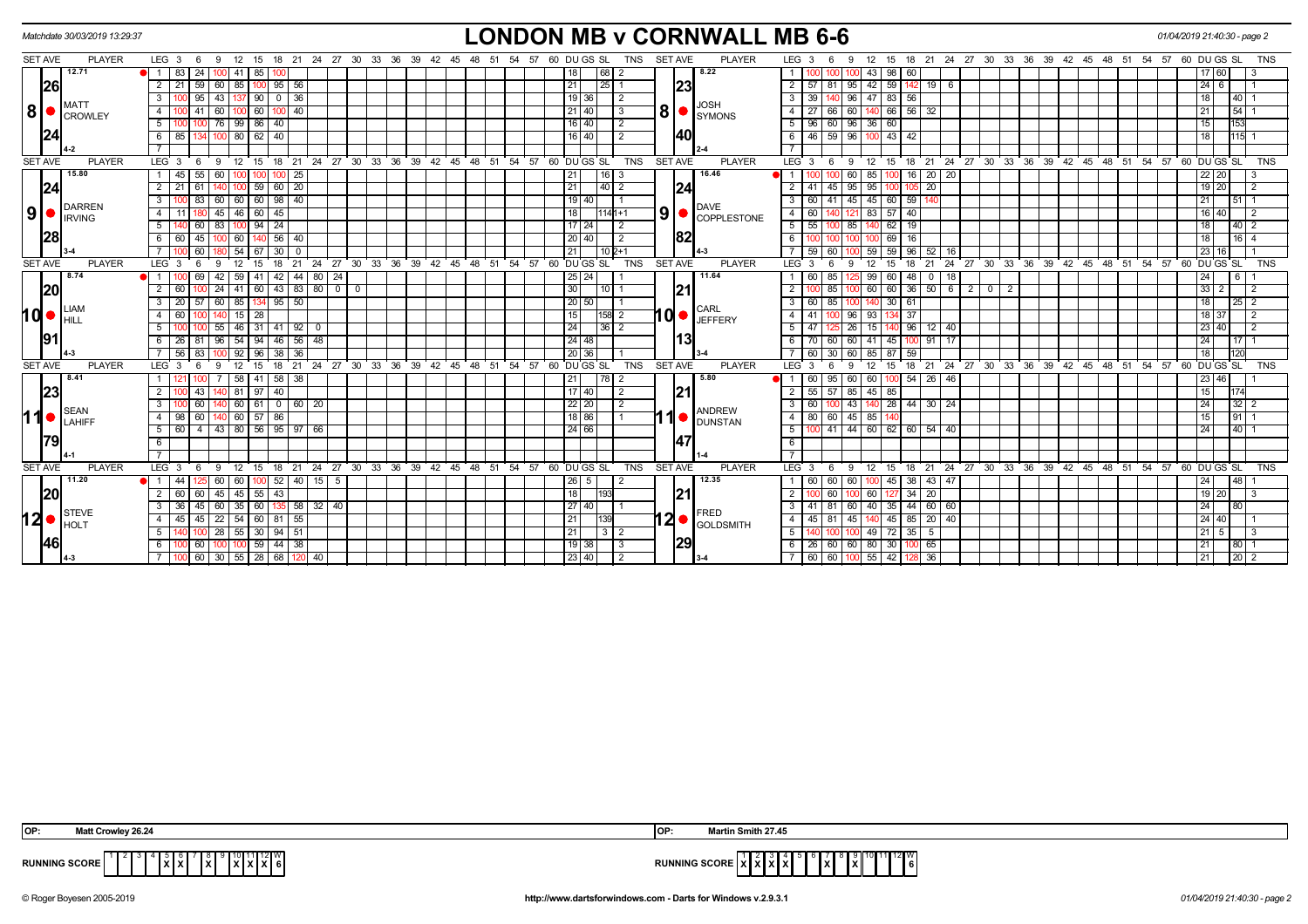Matchdate 30/03/2019 13:29:37

# LONDON MB v CORNWALL MB 6-6

01/04/2019 21:40:30 - page 2

| SET AVE | PLAYER | LEG | 3 | 6 | 9 | 12 | 15 | 18 | 21 | 24 | DU | GS | SL | TNS | SET AVE | PLAYER | LEG | 3 | 6 | 9 | 12 | 15 | 18 | 21 | 24 | 27 | 30 | DU | GS | SL | TNS |
|---|---|---|---|---|---|---|---|---|---|---|---|---|---|---|---|---|---|---|---|---|---|---|---|---|---|---|---|---|---|---|---|
| 12.71 | 8 MATT CROWLEY | 1 | 83 | 24 | 100 | 41 | 85 | 100 | | | 18 | | 68 | 2 | 8.22 | 8 JOSH SYMONS | 1 | 100 | 100 | 100 | 43 | 98 | 60 | | | | | 17 | 60 | | 3 |
| 26 | | 2 | 21 | 59 | 60 | 85 | 100 | 95 | 56 | | 21 | | 25 | 1 | 23 | | 2 | 57 | 81 | 95 | 42 | 59 | 142 | 19 | 6 | | | 24 | 6 | | 1 |
| | | 3 | 100 | 95 | 43 | 137 | 90 | 0 | 36 | | 19 | 36 | | 2 | | | 3 | 39 | 140 | 96 | 47 | 83 | 56 | | | | | 18 | | 40 | 1 |
| | | 4 | 100 | 41 | 60 | 100 | 60 | 100 | 40 | | 21 | 40 | | 3 | | | 4 | 27 | 66 | 60 | 140 | 66 | 56 | 32 | | | | 21 | | 54 | 1 |
| | | 5 | 100 | 100 | 76 | 99 | 86 | 40 | | | 16 | 40 | | 2 | | | 5 | 96 | 60 | 96 | 36 | 60 | | | | | | 15 | | 153 | |
| 24 | | 6 | 85 | 134 | 100 | 80 | 62 | 40 | | | 16 | 40 | | 2 | 40 | | 6 | 46 | 59 | 96 | 100 | 43 | 42 | | | | | 18 | | 115 | 1 |
| | 4-2 | 7 | | | | | | | | | | | | | | 2-4 | 7 | | | | | | | | | | | | | | |
| 15.80 | 9 DARREN IRVING | 1 | 45 | 55 | 60 | 100 | 100 | 100 | 25 | | 21 | | 16 | 3 | 16.46 | 9 DAVE COPPLESTONE | 1 | 100 | 100 | 60 | 85 | 100 | 16 | 20 | 20 | | | 22 | 20 | | 3 |
| 24 | | 2 | 21 | 61 | 140 | 100 | 59 | 60 | 20 | | 21 | | 40 | 2 | 24 | | 2 | 41 | 45 | 95 | 95 | 100 | 105 | 20 | | | | 19 | 20 | | 2 |
| | | 3 | 100 | 83 | 60 | 60 | 60 | 98 | 40 | | 19 | 40 | | 1 | | | 3 | 60 | 41 | 45 | 45 | 60 | 59 | 140 | | | | 21 | | 51 | 1 |
| | | 4 | 11 | 180 | 45 | 46 | 60 | 45 | | | 18 | | 114 | 1+1 | | | 4 | 60 | 140 | 121 | 83 | 57 | 40 | | | | | 16 | 40 | | 2 |
| | | 5 | 140 | 60 | 83 | 100 | 94 | 24 | | | 17 | 24 | | 2 | | | 5 | 55 | 100 | 85 | 140 | 62 | 19 | | | | | 18 | | 40 | 2 |
| 28 | | 6 | 60 | 45 | 100 | 60 | 140 | 56 | 40 | | 20 | 40 | | 2 | 82 | | 6 | 100 | 100 | 100 | 100 | 69 | 16 | | | | | 18 | | 16 | 4 |
| | 3-4 | 7 | 100 | 60 | 180 | 54 | 67 | 30 | 0 | | 21 | | 10 | 2+1 | | 4-3 | 7 | 59 | 60 | 100 | 59 | 59 | 96 | 52 | 16 | | | 23 | 16 | | 1 |
| 8.74 | 10 LIAM HILL | 1 | 100 | 69 | 42 | 59 | 41 | 42 | 44 | 80 24 | 25 | 24 | | 1 | 11.64 | 10 CARL JEFFERY | 1 | 60 | 85 | 125 | 99 | 60 | 48 | 0 | 18 | | | 24 | | 6 | 1 |
| 20 | | 2 | 60 | 100 | 24 | 41 | 60 | 43 | 83 | 80 0 0 | 30 | | 10 | 1 | 21 | | 2 | 100 | 85 | 100 | 60 | 60 | 36 | 50 | 6 | 2 0 | 2 | 33 | 2 | | 2 |
| | | 3 | 20 | 57 | 60 | 85 | 134 | 95 | 50 | | 20 | 50 | | 1 | | | 3 | 60 | 85 | 100 | 140 | 30 | 61 | | | | | 18 | | 25 | 2 |
| | | 4 | 60 | 100 | 140 | 15 | 28 | | | | 15 | | 158 | 2 | | | 4 | 41 | 100 | 96 | 93 | 134 | 37 | | | | | 18 | 37 | | 2 |
| | | 5 | 100 | 100 | 55 | 46 | 31 | 41 | 92 | 0 | 24 | | 36 | 2 | | | 5 | 47 | 125 | 26 | 15 | 140 | 96 | 12 | 40 | | | 23 | 40 | | 2 |
| 91 | | 6 | 26 | 81 | 96 | 54 | 94 | 46 | 56 | 48 | 24 | 48 | | | 13 | | 6 | 70 | 60 | 60 | 41 | 45 | 100 | 91 | 17 | | | 24 | | 17 | 1 |
| | 4-3 | 7 | 56 | 83 | 100 | 92 | 96 | 38 | 36 | | 20 | 36 | | 1 | | 3-4 | 7 | 60 | 30 | 60 | 85 | 87 | 59 | | | | | 18 | | 120 | |
| 8.41 | 11 SEAN LAHIFF | 1 | 121 | 100 | 7 | 58 | 41 | 58 | 38 | | 21 | | 78 | 2 | 5.80 | 11 ANDREW DUNSTAN | 1 | 60 | 95 | 60 | 60 | 100 | 54 | 26 | 46 | | | 23 | 46 | | 1 |
| 23 | | 2 | 100 | 43 | 140 | 81 | 97 | 40 | | | 17 | 40 | | 2 | 21 | | 2 | 55 | 57 | 85 | 45 | 85 | | | | | | 15 | | 174 | |
| | | 3 | 100 | 60 | 140 | 60 | 61 | 0 | 60 | 20 | 22 | 20 | | 2 | | | 3 | 60 | 100 | 43 | 140 | 28 | 44 | 30 | 24 | | | 24 | | 32 | 2 |
| | | 4 | 98 | 60 | 140 | 60 | 57 | 86 | | | 18 | 86 | | 1 | | | 4 | 80 | 60 | 45 | 85 | 140 | | | | | | 15 | | 91 | 1 |
| 79 | | 5 | 60 | 4 | 43 | 80 | 56 | 95 | 97 | 66 | 24 | 66 | | | 47 | | 5 | 100 | 41 | 44 | 60 | 62 | 60 | 54 | 40 | | | 24 | | 40 | 1 |
| | 4-1 | 6 | | | | | | | | | | | | | | 1-4 | 6 | | | | | | | | | | | | | | |
| 11.20 | 12 STEVE HOLT | 1 | 44 | 125 | 60 | 60 | 100 | 52 | 40 | 15 5 | 26 | 5 | | 2 | 12.35 | 12 FRED GOLDSMITH | 1 | 60 | 60 | 60 | 100 | 45 | 38 | 43 | 47 | | | 24 | | 48 | 1 |
| 20 | | 2 | 60 | 60 | 45 | 45 | 55 | 43 | | | 18 | | 193 | | 21 | | 2 | 100 | 60 | 100 | 60 | 127 | 34 | 20 | | | | 19 | 20 | | 3 |
| | | 3 | 36 | 45 | 60 | 35 | 60 | 135 | 58 | 32 40 | 27 | 40 | | 1 | | | 3 | 41 | 81 | 60 | 40 | 35 | 44 | 60 | 60 | | | 24 | | 80 | |
| | | 4 | 45 | 45 | 22 | 54 | 60 | 81 | 55 | | 21 | | 139 | | | | 4 | 45 | 81 | 45 | 140 | 45 | 85 | 20 | 40 | | | 24 | 40 | | 1 |
| | | 5 | 140 | 100 | 28 | 55 | 30 | 94 | 51 | | 21 | | 3 | 2 | | | 5 | 140 | 100 | 100 | 49 | 72 | 35 | 5 | | | | 21 | 5 | | 3 |
| 46 | | 6 | 100 | 60 | 100 | 100 | 59 | 44 | 38 | | 19 | 38 | | 3 | 29 | | 6 | 26 | 60 | 60 | 80 | 30 | 100 | 65 | | | | 21 | | 80 | 1 |
| | 4-3 | 7 | 100 | 60 | 30 | 55 | 28 | 68 | 120 | 40 | 23 | 40 | | 2 | | 3-4 | 7 | 60 | 60 | 100 | 55 | 42 | 128 | 36 | | | | 21 | | 20 | 2 |

OP: Matt Crowley 26.24

OP: Martin Smith 27.45

| RUNNING SCORE | 1 | 2 | 3 | 4 | 5 | 6 | 7 | 8 | 9 | 10 | 11 | 12 | W |
|---|---|---|---|---|---|---|---|---|---|---|---|---|---|
| | | | | | X | X | | X | | X | X | X | 6 |

| RUNNING SCORE | 1 | 2 | 3 | 4 | 5 | 6 | 7 | 8 | 9 | 10 | 11 | 12 | W |
|---|---|---|---|---|---|---|---|---|---|---|---|---|---|
| | X | X | X | X | | | X | | X | | | | 6 |

© Roger Boyesen 2005-2019 http://www.dartsforwindows.com - Darts for Windows v.2.9.3.1 01/04/2019 21:40:30 - page 2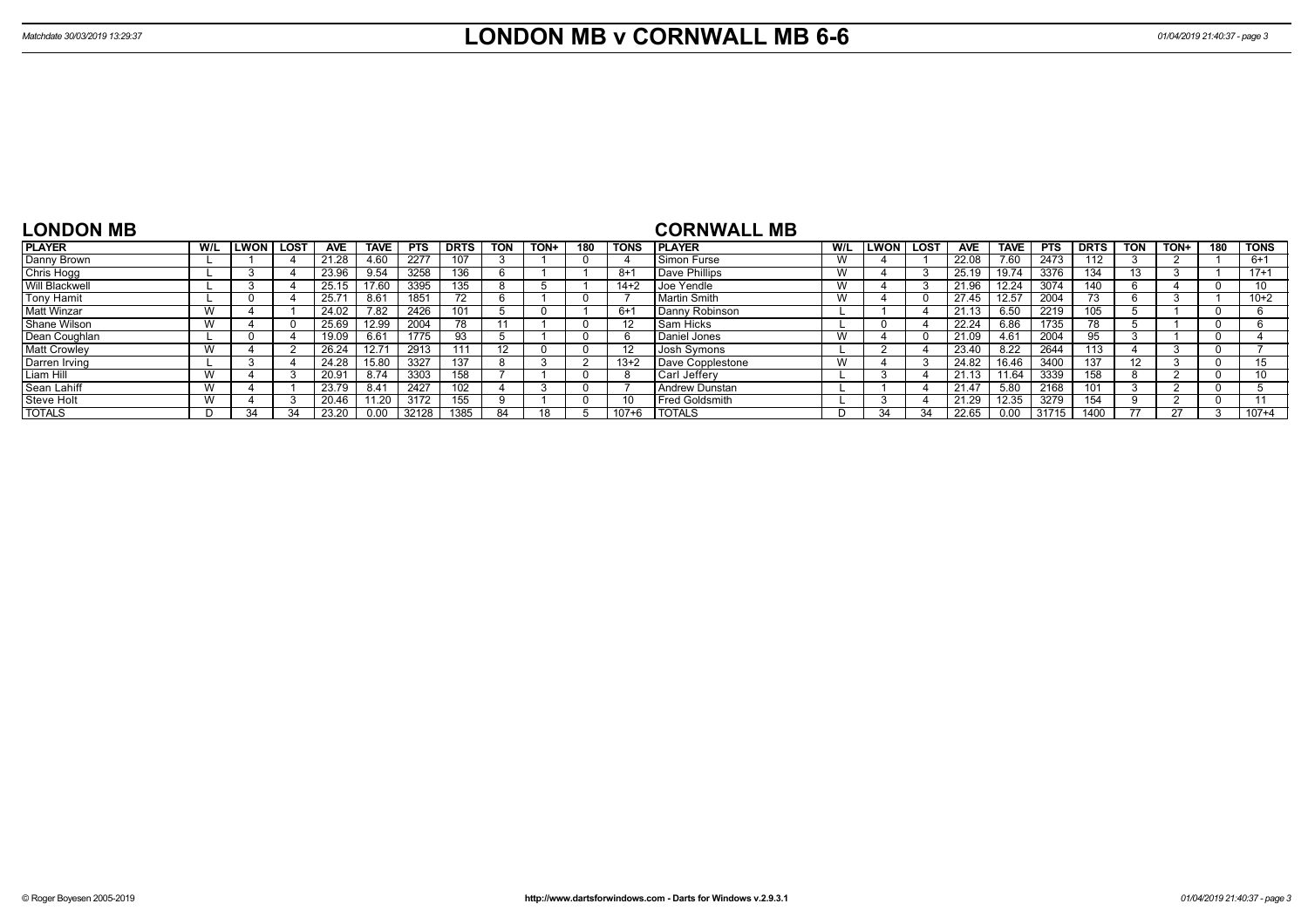# LONDON MB v CORNWALL MB 6-6

Matchdate 30/03/2019 13:29:37

## LONDON MB

| PLAYER | W/L | LWON | LOST | AVE | TAVE | PTS | DRTS | TON | TON+ | 180 | TONS |
|---|---|---|---|---|---|---|---|---|---|---|---|
| Danny Brown | L | 1 | 4 | 21.28 | 4.60 | 2277 | 107 | 3 | 1 | 0 | 4 |
| Chris Hogg | L | 3 | 4 | 23.96 | 9.54 | 3258 | 136 | 6 | 1 | 1 | 8+1 |
| Will Blackwell | L | 3 | 4 | 25.15 | 17.60 | 3395 | 135 | 8 | 5 | 1 | 14+2 |
| Tony Hamit | L | 0 | 4 | 25.71 | 8.61 | 1851 | 72 | 6 | 1 | 0 | 7 |
| Matt Winzar | W | 4 | 1 | 24.02 | 7.82 | 2426 | 101 | 5 | 0 | 1 | 6+1 |
| Shane Wilson | W | 4 | 0 | 25.69 | 12.99 | 2004 | 78 | 11 | 1 | 0 | 12 |
| Dean Coughlan | L | 0 | 4 | 19.09 | 6.61 | 1775 | 93 | 5 | 1 | 0 | 6 |
| Matt Crowley | W | 4 | 2 | 26.24 | 12.71 | 2913 | 111 | 12 | 0 | 0 | 12 |
| Darren Irving | L | 3 | 4 | 24.28 | 15.80 | 3327 | 137 | 8 | 3 | 2 | 13+2 |
| Liam Hill | W | 4 | 3 | 20.91 | 8.74 | 3303 | 158 | 7 | 1 | 0 | 8 |
| Sean Lahiff | W | 4 | 1 | 23.79 | 8.41 | 2427 | 102 | 4 | 3 | 0 | 7 |
| Steve Holt | W | 4 | 3 | 20.46 | 11.20 | 3172 | 155 | 9 | 1 | 0 | 10 |
| TOTALS | D | 34 | 34 | 23.20 | 0.00 | 32128 | 1385 | 84 | 18 | 5 | 107+6 |

## CORNWALL MB

| PLAYER | W/L | LWON | LOST | AVE | TAVE | PTS | DRTS | TON | TON+ | 180 | TONS |
|---|---|---|---|---|---|---|---|---|---|---|---|
| Simon Furse | W | 4 | 1 | 22.08 | 7.60 | 2473 | 112 | 3 | 2 | 1 | 6+1 |
| Dave Phillips | W | 4 | 3 | 25.19 | 19.74 | 3376 | 134 | 13 | 3 | 1 | 17+1 |
| Joe Yendle | W | 4 | 3 | 21.96 | 12.24 | 3074 | 140 | 6 | 4 | 0 | 10 |
| Martin Smith | W | 4 | 0 | 27.45 | 12.57 | 2004 | 73 | 6 | 3 | 1 | 10+2 |
| Danny Robinson | L | 1 | 4 | 21.13 | 6.50 | 2219 | 105 | 5 | 1 | 0 | 6 |
| Sam Hicks | L | 0 | 4 | 22.24 | 6.86 | 1735 | 78 | 5 | 1 | 0 | 6 |
| Daniel Jones | W | 4 | 0 | 21.09 | 4.61 | 2004 | 95 | 3 | 1 | 0 | 4 |
| Josh Symons | L | 2 | 4 | 23.40 | 8.22 | 2644 | 113 | 4 | 3 | 0 | 7 |
| Dave Copplestone | W | 4 | 3 | 24.82 | 16.46 | 3400 | 137 | 12 | 3 | 0 | 15 |
| Carl Jeffery | L | 3 | 4 | 21.13 | 11.64 | 3339 | 158 | 8 | 2 | 0 | 10 |
| Andrew Dunstan | L | 1 | 4 | 21.47 | 5.80 | 2168 | 101 | 3 | 2 | 0 | 5 |
| Fred Goldsmith | L | 3 | 4 | 21.29 | 12.35 | 3279 | 154 | 9 | 2 | 0 | 11 |
| TOTALS | D | 34 | 34 | 22.65 | 0.00 | 31715 | 1400 | 77 | 27 | 3 | 107+4 |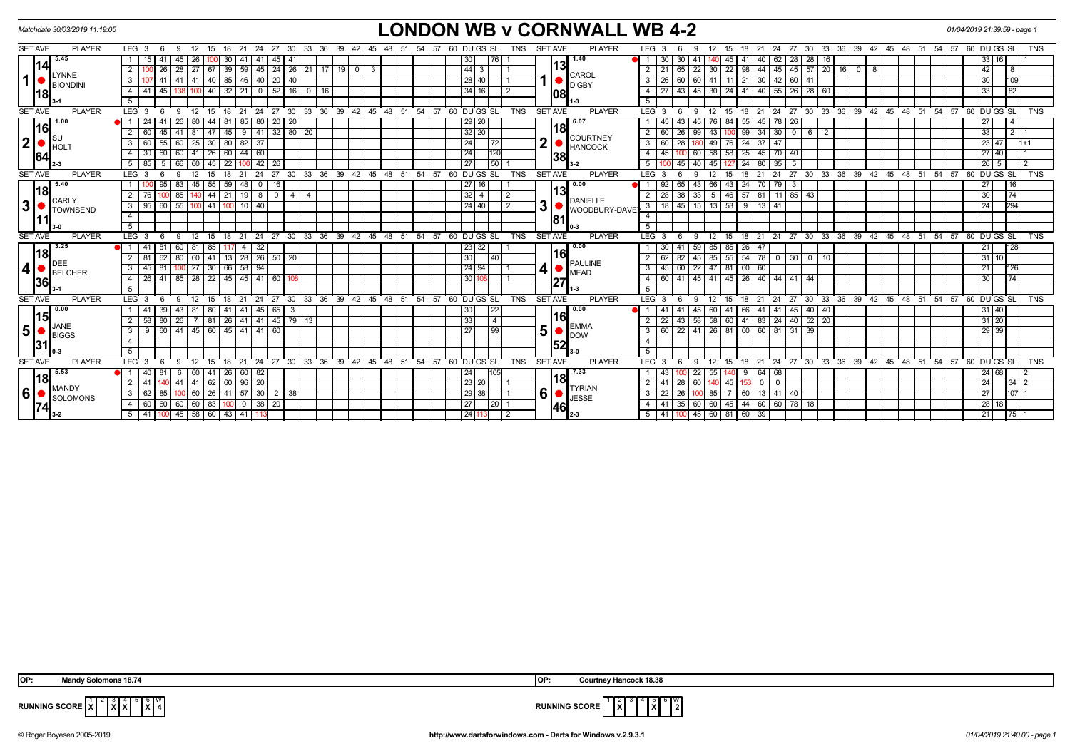Matchdate 30/03/2019 11:19:05

# LONDON WB v CORNWALL WB 4-2

01/04/2019 21:39:59 - page 1

| SET | AVE | PLAYER | LEG | 3 | 6 | 9 | 12 | 15 | 18 | 21 | 24 | 27 | 30 | 33 | 36 | 39 | 42 | DU | GS | SL | TNS | SET | AVE | PLAYER | LEG | 3 | 6 | 9 | 12 | 15 | 18 | 21 | 24 | 27 | 30 | 33 | 36 | 39 | 42 | DU | GS | SL | TNS |
|---|---|---|---|---|---|---|---|---|---|---|---|---|---|---|---|---|---|---|---|---|---|---|---|---|---|---|---|---|---|---|---|---|---|---|---|---|---|---|---|---|---|---|---|
| 1 | 14.18 (5.45) | LYNNE BIONDINI 3-1 | 1 | 15 | 41 | 45 | 26 | 100 | 30 | 41 | 41 | 45 | 41 | | | | | 30 | | 76 | 1 | 1 | 13.08 (1.40) | CAROL DIGBY 1-3 | 1 | 30 | 30 | 41 | 140 | 45 | 41 | 40 | 62 | 28 | 28 | 16 | | | | 33 | 16 | | 1 |
| | | | 2 | 100 | 26 | 28 | 27 | 67 | 39 | 59 | 45 | 24 | 26 | 21 | 17 | 19 | 0 / 3 | 44 | 3 | | 1 | | | | 2 | 21 | 65 | 22 | 30 | 22 | 98 | 44 | 45 | 45 | 57 | 20 | 16 | 0 | 8 | 42 | | 8 | |
| | | | 3 | 107 | 41 | 41 | 41 | 40 | 85 | 46 | 40 | 20 | 40 | | | | | 28 | 40 | | 1 | | | | 3 | 26 | 60 | 60 | 41 | 11 | 21 | 30 | 42 | 60 | 41 | | | | | 30 | | 109 | |
| | | | 4 | 41 | 45 | 138 | 100 | 40 | 32 | 21 | 0 | 52 | 16 | 0 | 16 | | | 34 | 16 | | 2 | | | | 4 | 27 | 43 | 45 | 30 | 24 | 41 | 40 | 55 | 26 | 28 | 60 | | | | 33 | | 82 | |
| 2 | 16.64 (1.00) | SU HOLT 2-3 | 1 | 24 | 41 | 26 | 80 | 44 | 81 | 85 | 80 | 20 | 20 | | | | | 29 | 20 | | 1 | 2 | 18.38 (6.07) | COURTNEY HANCOCK 3-2 | 1 | 45 | 43 | 45 | 76 | 84 | 55 | 45 | 78 | 26 | | | | | | 27 | | 4 | |
| | | | 2 | 60 | 45 | 41 | 81 | 47 | 45 | 9 | 41 | 32 | 80 | 20 | | | | 32 | 20 | | 1 | | | | 2 | 60 | 26 | 99 | 43 | 100 | 99 | 34 | 30 | 0 | 6 | 2 | | | | 33 | | 2 | 1 |
| | | | 3 | 60 | 55 | 60 | 25 | 30 | 80 | 82 | 37 | | | | | | | 24 | | 72 | | | | | 3 | 60 | 28 | 180 | 49 | 76 | 24 | 37 | 47 | | | | | | | 23 | 47 | | 1+1 |
| | | | 4 | 30 | 60 | 60 | 41 | 26 | 60 | 44 | 60 | | | | | | | 24 | | 120 | | | | | 4 | 45 | 100 | 60 | 58 | 58 | 25 | 45 | 70 | 40 | | | | | | 27 | 40 | | 1 |
| | | | 5 | 85 | 5 | 66 | 60 | 45 | 22 | 100 | 42 | 26 | | | | | | 27 | | 50 | 1 | | | | 5 | 100 | 45 | 40 | 45 | 127 | 24 | 80 | 35 | 5 | | | | | | 26 | 5 | | 2 |
| 3 | 18.11 (5.40) | CARLY TOWNSEND 3-0 | 1 | 100 | 95 | 83 | 45 | 55 | 59 | 48 | 0 | 16 | | | | | | 27 | 16 | | 1 | 3 | 13.81 (0.00) | DANIELLE WOODBURY-DAVEY 0-3 | 1 | 92 | 65 | 43 | 66 | 43 | 24 | 70 | 79 | 3 | | | | | | 27 | | 16 | |
| | | | 2 | 76 | 100 | 85 | 140 | 44 | 21 | 19 | 8 | 0 | 4 | 4 | | | | 32 | 4 | | 2 | | | | 2 | 28 | 38 | 33 | 5 | 46 | 57 | 81 | 11 | 85 | 43 | | | | | 30 | | 74 | |
| | | | 3 | 95 | 60 | 55 | 100 | 41 | 100 | 10 | 40 | | | | | | | 24 | 40 | | 2 | | | | 3 | 18 | 45 | 15 | 13 | 53 | 9 | 13 | 41 | | | | | | | 24 | | 294 | |
| 4 | 18.36 (3.25) | DEE BELCHER 3-1 | 1 | 41 | 81 | 60 | 81 | 85 | 117 | 4 | 32 | | | | | | | 23 | 32 | | 1 | 4 | 16.27 (0.00) | PAULINE MEAD 1-3 | 1 | 30 | 41 | 59 | 85 | 85 | 26 | 47 | | | | | | | | 21 | | 128 | |
| | | | 2 | 81 | 62 | 80 | 60 | 41 | 13 | 28 | 26 | 50 | 20 | | | | | 30 | | 40 | | | | | 2 | 62 | 82 | 45 | 85 | 55 | 54 | 78 | 0 | 30 | 0 | 10 | | | | 31 | 10 | | |
| | | | 3 | 45 | 81 | 100 | 27 | 30 | 66 | 58 | 94 | | | | | | | 24 | 94 | | 1 | | | | 3 | 45 | 60 | 22 | 47 | 81 | 60 | 60 | | | | | | | | 21 | | 126 | |
| | | | 4 | 26 | 41 | 85 | 28 | 22 | 45 | 45 | 41 | 60 | 108 | | | | | 30 | 108 | | 1 | | | | 4 | 60 | 41 | 45 | 41 | 45 | 26 | 40 | 44 | 41 | 44 | | | | | 30 | | 74 | |
| 5 | 15.31 (0.00) | JANE BIGGS 0-3 | 1 | 41 | 39 | 43 | 81 | 80 | 41 | 41 | 45 | 65 | 3 | | | | | 30 | | 22 | | 5 | 16.52 (0.00) | EMMA DOW 3-0 | 1 | 41 | 41 | 45 | 60 | 41 | 66 | 41 | 41 | 45 | 40 | 40 | | | | 31 | 40 | | |
| | | | 2 | 58 | 80 | 26 | 7 | 81 | 26 | 41 | 41 | 45 | 79 | 13 | | | | 33 | | 4 | | | | | 2 | 22 | 43 | 58 | 58 | 60 | 41 | 83 | 24 | 40 | 52 | 20 | | | | 31 | 20 | | |
| | | | 3 | 9 | 60 | 41 | 45 | 60 | 45 | 41 | 41 | 60 | | | | | | 27 | | 99 | | | | | 3 | 60 | 22 | 41 | 26 | 81 | 60 | 60 | 81 | 31 | 39 | | | | | 29 | 39 | | |
| 6 | 18.74 (5.53) | MANDY SOLOMONS 3-2 | 1 | 40 | 81 | 6 | 60 | 41 | 26 | 60 | 82 | | | | | | | 24 | | 105 | | 6 | 18.46 (7.33) | TYRIAN JESSE 2-3 | 1 | 43 | 100 | 22 | 55 | 140 | 9 | 64 | 68 | | | | | | | 24 | 68 | | 2 |
| | | | 2 | 41 | 140 | 41 | 41 | 62 | 60 | 96 | 20 | | | | | | | 23 | 20 | | 1 | | | | 2 | 41 | 28 | 60 | 140 | 45 | 153 | 0 | 0 | | | | | | | 24 | | 34 | 2 |
| | | | 3 | 62 | 85 | 100 | 60 | 26 | 41 | 57 | 30 | 2 | 38 | | | | | 29 | 38 | | 1 | | | | 3 | 22 | 26 | 100 | 85 | 7 | 60 | 13 | 41 | 40 | | | | | | 27 | | 107 | 1 |
| | | | 4 | 60 | 60 | 60 | 60 | 83 | 100 | 0 | 38 | 20 | | | | | | 27 | | 20 | 1 | | | | 4 | 41 | 35 | 60 | 60 | 45 | 44 | 60 | 60 | 78 | 18 | | | | | 28 | 18 | | |
| | | | 5 | 41 | 100 | 45 | 58 | 60 | 43 | 41 | 113 | | | | | | | 24 | 113 | | 2 | | | | 5 | 41 | 100 | 45 | 60 | 81 | 60 | 39 | | | | | | | | 21 | | 75 | 1 |

OP: Mandy Solomons 18.74 | OP: Courtney Hancock 18.38

RUNNING SCORE (London): 1 X, 2 -, 3 X, 4 X, 5 -, 6 X — W 4

RUNNING SCORE (Cornwall): 1 -, 2 X, 3 -, 4 -, 5 X, 6 - — W 2

© Roger Boyesen 2005-2019 | http://www.dartsforwindows.com - Darts for Windows v.2.9.3.1 | 01/04/2019 21:40:00 - page 1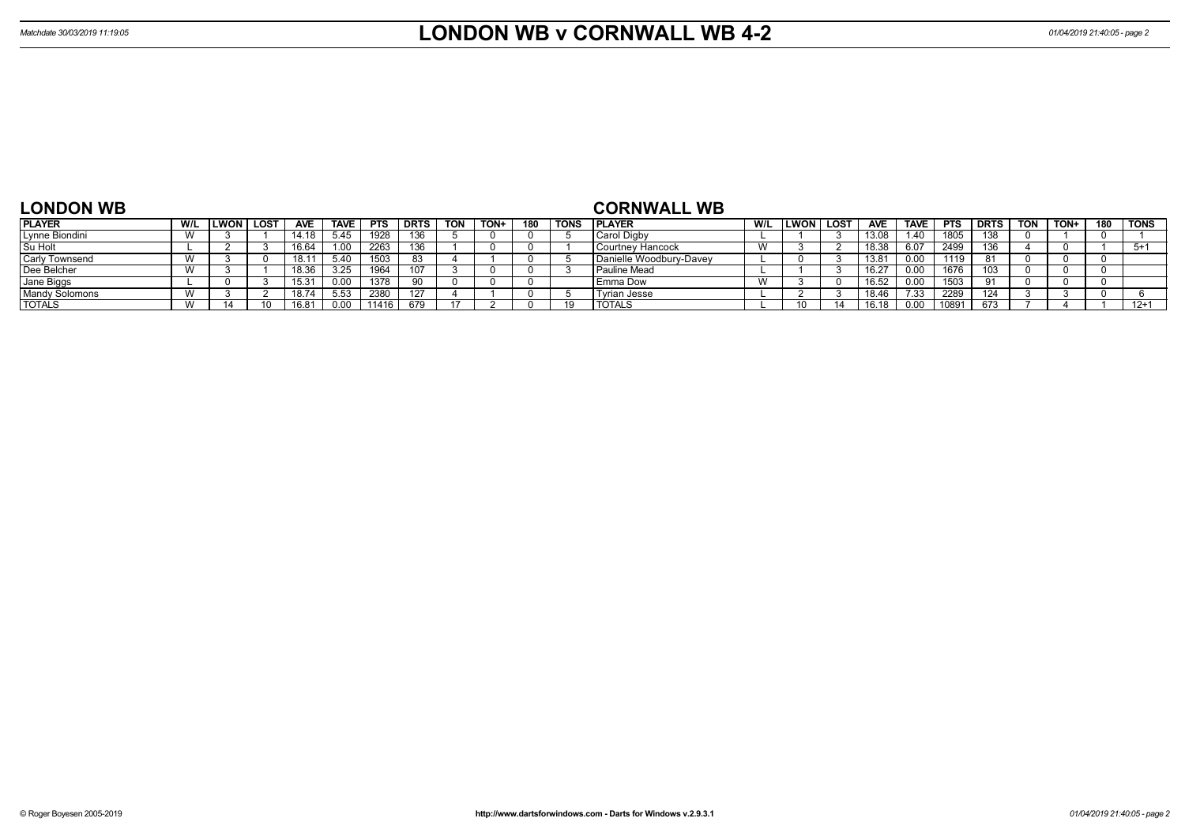# LONDON WB v CORNWALL WB 4-2

Matchdate 30/03/2019 11:19:05

## LONDON WB

| PLAYER | W/L | LWON | LOST | AVE | TAVE | PTS | DRTS | TON | TON+ | 180 | TONS |
|---|---|---|---|---|---|---|---|---|---|---|---|
| Lynne Biondini | W | 3 | 1 | 14.18 | 5.45 | 1928 | 136 | 5 | 0 | 0 | 5 |
| Su Holt | L | 2 | 3 | 16.64 | 1.00 | 2263 | 136 | 1 | 0 | 0 | 1 |
| Carly Townsend | W | 3 | 0 | 18.11 | 5.40 | 1503 | 83 | 4 | 1 | 0 | 5 |
| Dee Belcher | W | 3 | 1 | 18.36 | 3.25 | 1964 | 107 | 3 | 0 | 0 | 3 |
| Jane Biggs | L | 0 | 3 | 15.31 | 0.00 | 1378 | 90 | 0 | 0 | 0 | |
| Mandy Solomons | W | 3 | 2 | 18.74 | 5.53 | 2380 | 127 | 4 | 1 | 0 | 5 |
| TOTALS | W | 14 | 10 | 16.81 | 0.00 | 11416 | 679 | 17 | 2 | 0 | 19 |

## CORNWALL WB

| PLAYER | W/L | LWON | LOST | AVE | TAVE | PTS | DRTS | TON | TON+ | 180 | TONS |
|---|---|---|---|---|---|---|---|---|---|---|---|
| Carol Digby | L | 1 | 3 | 13.08 | 1.40 | 1805 | 138 | 0 | 1 | 0 | 1 |
| Courtney Hancock | W | 3 | 2 | 18.38 | 6.07 | 2499 | 136 | 4 | 0 | 1 | 5+1 |
| Danielle Woodbury-Davey | L | 0 | 3 | 13.81 | 0.00 | 1119 | 81 | 0 | 0 | 0 | |
| Pauline Mead | L | 1 | 3 | 16.27 | 0.00 | 1676 | 103 | 0 | 0 | 0 | |
| Emma Dow | W | 3 | 0 | 16.52 | 0.00 | 1503 | 91 | 0 | 0 | 0 | |
| Tyrian Jesse | L | 2 | 3 | 18.46 | 7.33 | 2289 | 124 | 3 | 3 | 0 | 6 |
| TOTALS | L | 10 | 14 | 16.18 | 0.00 | 10891 | 673 | 7 | 4 | 1 | 12+1 |